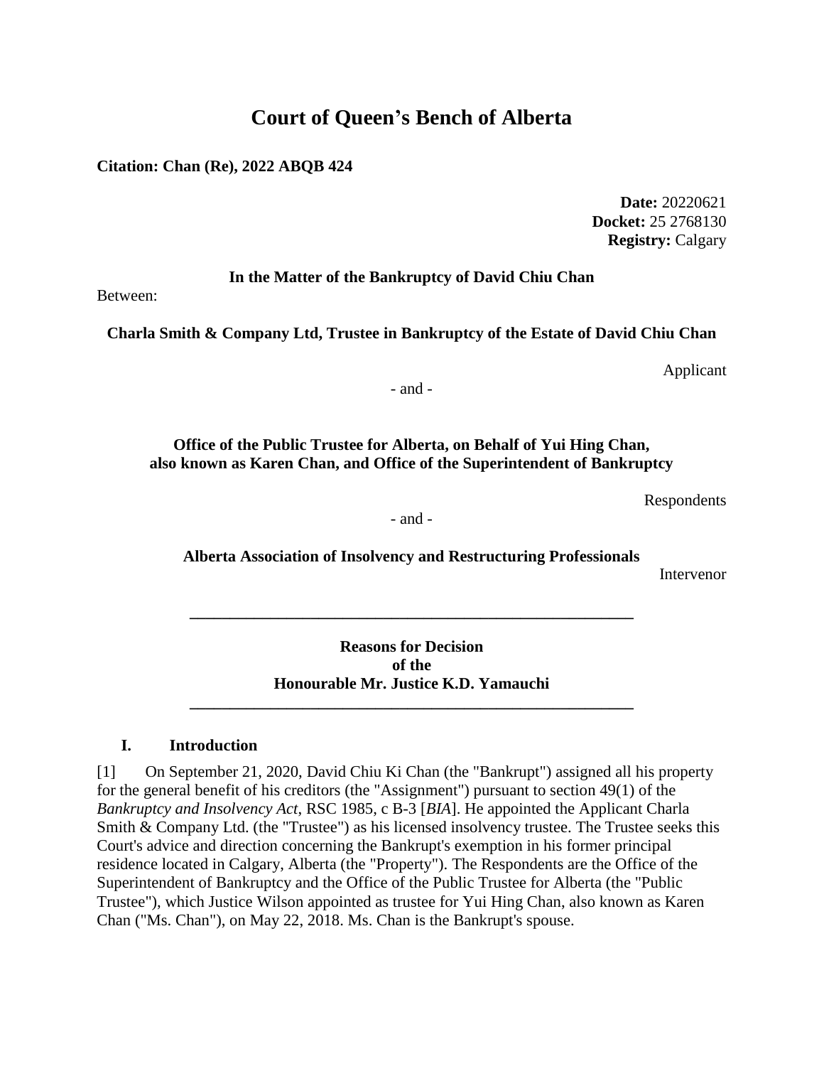# Court of Queen's Bench of Alberta

**Citation: Chan (Re), 2022 ABQB 424**

**Date:** 20220621
**Docket:** 25 2768130
**Registry:** Calgary

**In the Matter of the Bankruptcy of David Chiu Chan**

Between:

**Charla Smith & Company Ltd, Trustee in Bankruptcy of the Estate of David Chiu Chan**

Applicant

\- and -

**Office of the Public Trustee for Alberta, on Behalf of Yui Hing Chan, also known as Karen Chan, and Office of the Superintendent of Bankruptcy**

Respondents

\- and -

**Alberta Association of Insolvency and Restructuring Professionals**

Intervenor

---

**Reasons for Decision**
**of the**
**Honourable Mr. Justice K.D. Yamauchi**

---

## I. Introduction

[1] On September 21, 2020, David Chiu Ki Chan (the "Bankrupt") assigned all his property for the general benefit of his creditors (the "Assignment") pursuant to section 49(1) of the *Bankruptcy and Insolvency Act*, RSC 1985, c B-3 [*BIA*]. He appointed the Applicant Charla Smith & Company Ltd. (the "Trustee") as his licensed insolvency trustee. The Trustee seeks this Court's advice and direction concerning the Bankrupt's exemption in his former principal residence located in Calgary, Alberta (the "Property"). The Respondents are the Office of the Superintendent of Bankruptcy and the Office of the Public Trustee for Alberta (the "Public Trustee"), which Justice Wilson appointed as trustee for Yui Hing Chan, also known as Karen Chan ("Ms. Chan"), on May 22, 2018. Ms. Chan is the Bankrupt's spouse.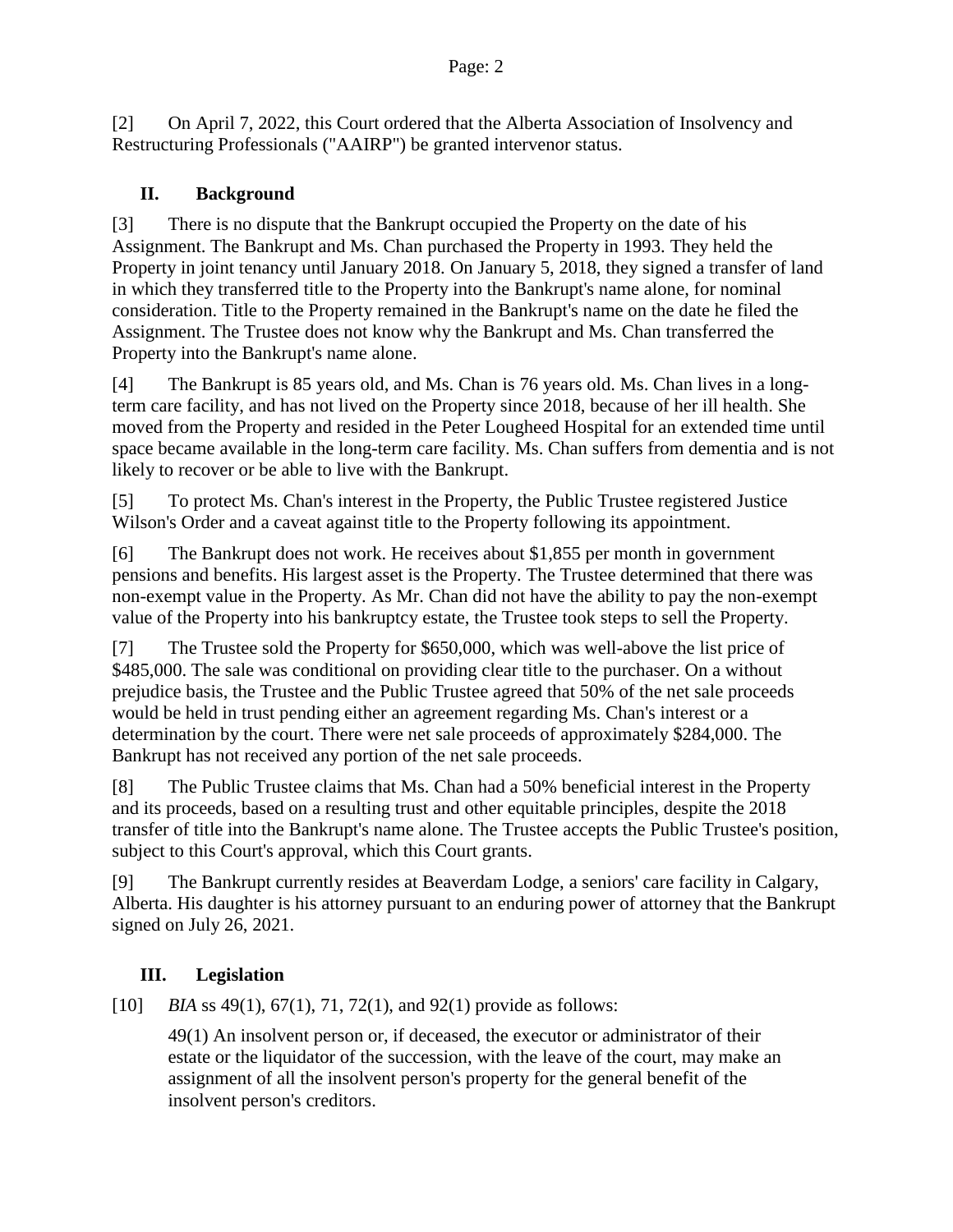[2] On April 7, 2022, this Court ordered that the Alberta Association of Insolvency and Restructuring Professionals ("AAIRP") be granted intervenor status.

## II. Background

[3] There is no dispute that the Bankrupt occupied the Property on the date of his Assignment. The Bankrupt and Ms. Chan purchased the Property in 1993. They held the Property in joint tenancy until January 2018. On January 5, 2018, they signed a transfer of land in which they transferred title to the Property into the Bankrupt's name alone, for nominal consideration. Title to the Property remained in the Bankrupt's name on the date he filed the Assignment. The Trustee does not know why the Bankrupt and Ms. Chan transferred the Property into the Bankrupt's name alone.

[4] The Bankrupt is 85 years old, and Ms. Chan is 76 years old. Ms. Chan lives in a long-term care facility, and has not lived on the Property since 2018, because of her ill health. She moved from the Property and resided in the Peter Lougheed Hospital for an extended time until space became available in the long-term care facility. Ms. Chan suffers from dementia and is not likely to recover or be able to live with the Bankrupt.

[5] To protect Ms. Chan's interest in the Property, the Public Trustee registered Justice Wilson's Order and a caveat against title to the Property following its appointment.

[6] The Bankrupt does not work. He receives about $1,855 per month in government pensions and benefits. His largest asset is the Property. The Trustee determined that there was non-exempt value in the Property. As Mr. Chan did not have the ability to pay the non-exempt value of the Property into his bankruptcy estate, the Trustee took steps to sell the Property.

[7] The Trustee sold the Property for $650,000, which was well-above the list price of $485,000. The sale was conditional on providing clear title to the purchaser. On a without prejudice basis, the Trustee and the Public Trustee agreed that 50% of the net sale proceeds would be held in trust pending either an agreement regarding Ms. Chan's interest or a determination by the court. There were net sale proceeds of approximately $284,000. The Bankrupt has not received any portion of the net sale proceeds.

[8] The Public Trustee claims that Ms. Chan had a 50% beneficial interest in the Property and its proceeds, based on a resulting trust and other equitable principles, despite the 2018 transfer of title into the Bankrupt's name alone. The Trustee accepts the Public Trustee's position, subject to this Court's approval, which this Court grants.

[9] The Bankrupt currently resides at Beaverdam Lodge, a seniors' care facility in Calgary, Alberta. His daughter is his attorney pursuant to an enduring power of attorney that the Bankrupt signed on July 26, 2021.

## III. Legislation

[10] *BIA* ss 49(1), 67(1), 71, 72(1), and 92(1) provide as follows:

> 49(1) An insolvent person or, if deceased, the executor or administrator of their estate or the liquidator of the succession, with the leave of the court, may make an assignment of all the insolvent person's property for the general benefit of the insolvent person's creditors.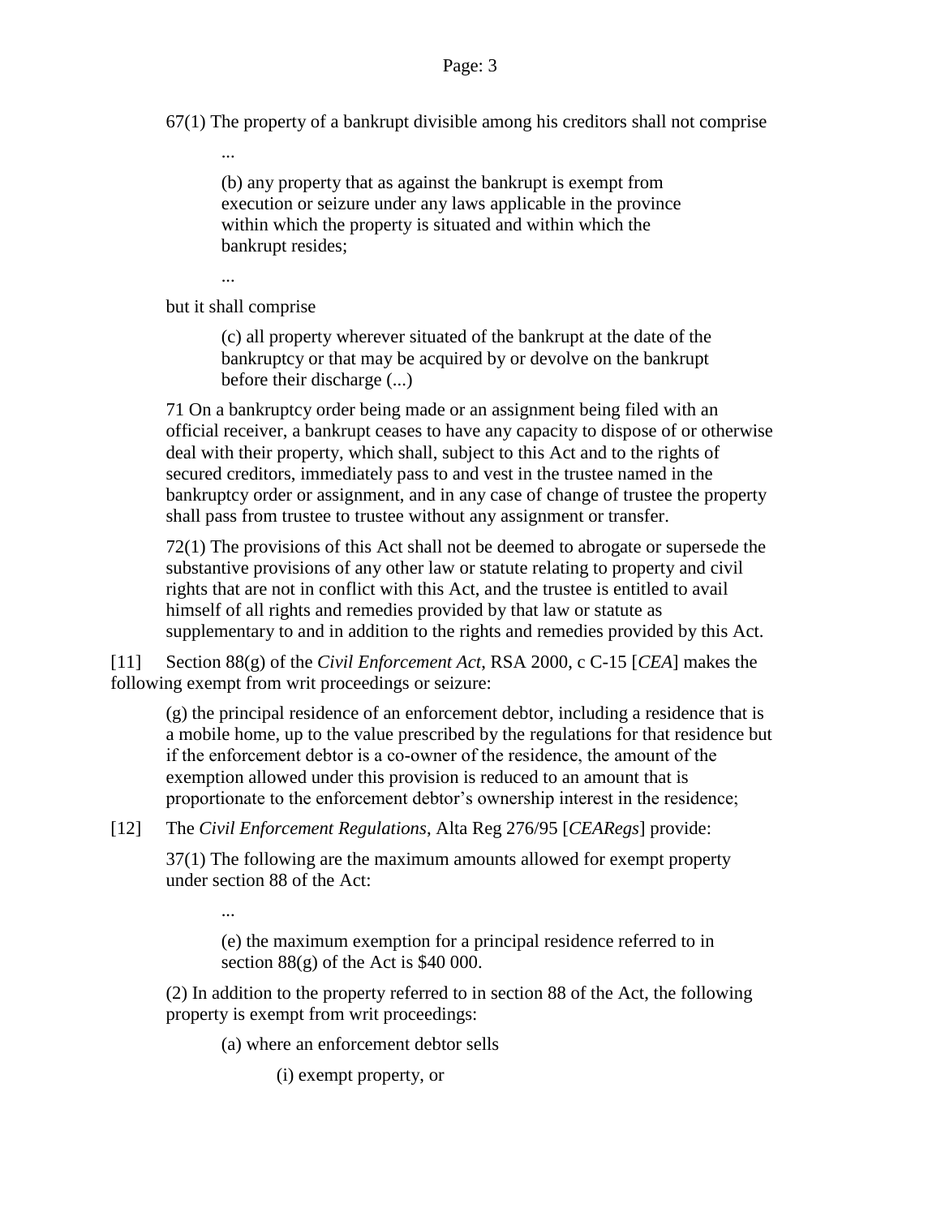> 67(1) The property of a bankrupt divisible among his creditors shall not comprise
>
> ...
>
> > (b) any property that as against the bankrupt is exempt from execution or seizure under any laws applicable in the province within which the property is situated and within which the bankrupt resides;
> >
> > ...
>
> but it shall comprise
>
> > (c) all property wherever situated of the bankrupt at the date of the bankruptcy or that may be acquired by or devolve on the bankrupt before their discharge (...)
>
> 71 On a bankruptcy order being made or an assignment being filed with an official receiver, a bankrupt ceases to have any capacity to dispose of or otherwise deal with their property, which shall, subject to this Act and to the rights of secured creditors, immediately pass to and vest in the trustee named in the bankruptcy order or assignment, and in any case of change of trustee the property shall pass from trustee to trustee without any assignment or transfer.
>
> 72(1) The provisions of this Act shall not be deemed to abrogate or supersede the substantive provisions of any other law or statute relating to property and civil rights that are not in conflict with this Act, and the trustee is entitled to avail himself of all rights and remedies provided by that law or statute as supplementary to and in addition to the rights and remedies provided by this Act.

[11] Section 88(g) of the *Civil Enforcement Act*, RSA 2000, c C-15 [*CEA*] makes the following exempt from writ proceedings or seizure:

> (g) the principal residence of an enforcement debtor, including a residence that is a mobile home, up to the value prescribed by the regulations for that residence but if the enforcement debtor is a co-owner of the residence, the amount of the exemption allowed under this provision is reduced to an amount that is proportionate to the enforcement debtor's ownership interest in the residence;

[12] The *Civil Enforcement Regulations*, Alta Reg 276/95 [*CEARegs*] provide:

> 37(1) The following are the maximum amounts allowed for exempt property under section 88 of the Act:
>
> > ...
> >
> > (e) the maximum exemption for a principal residence referred to in section 88(g) of the Act is $40 000.
>
> (2) In addition to the property referred to in section 88 of the Act, the following property is exempt from writ proceedings:
>
> > (a) where an enforcement debtor sells
> >
> > > (i) exempt property, or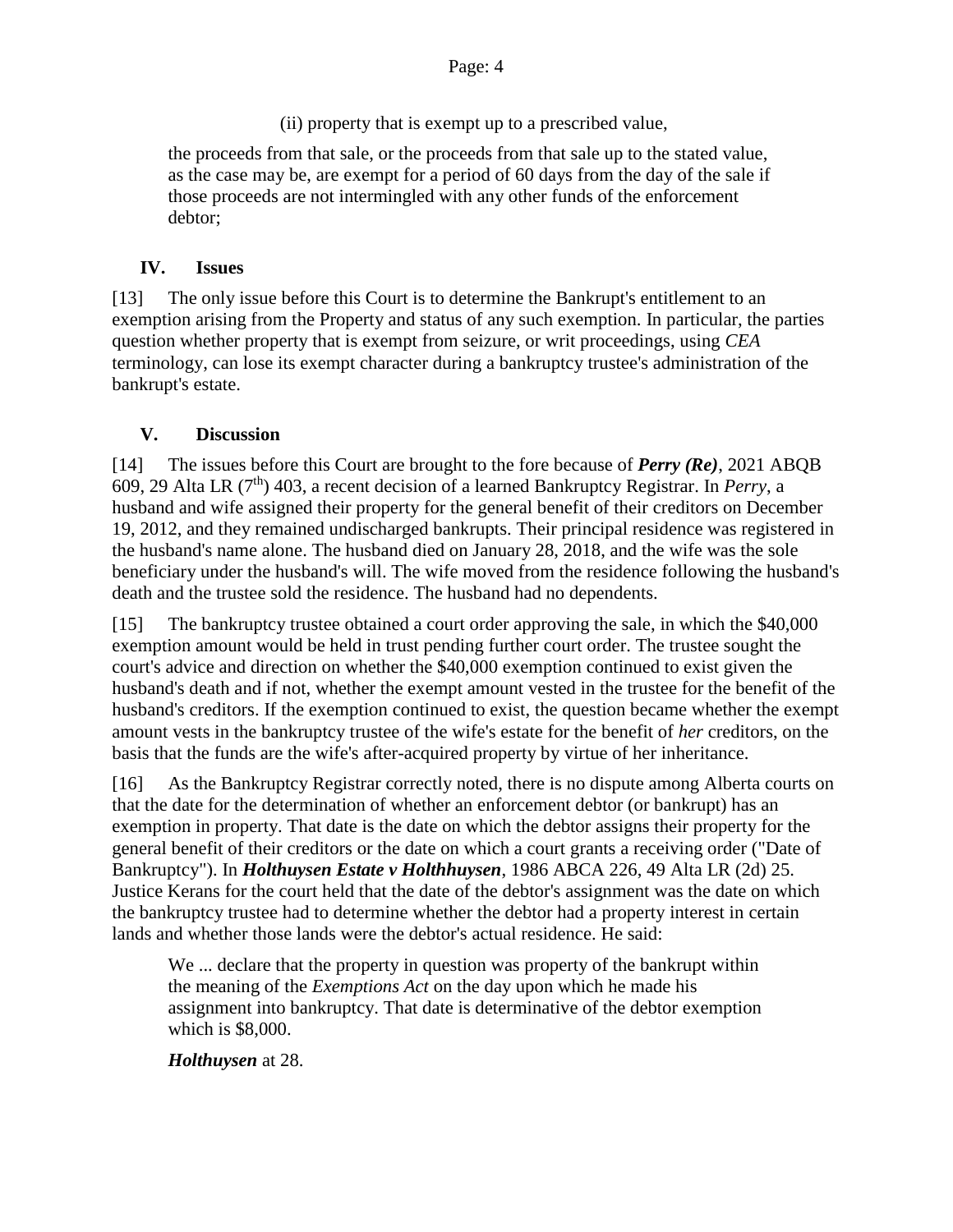(ii) property that is exempt up to a prescribed value,

> the proceeds from that sale, or the proceeds from that sale up to the stated value, as the case may be, are exempt for a period of 60 days from the day of the sale if those proceeds are not intermingled with any other funds of the enforcement debtor;

## IV. Issues

[13] The only issue before this Court is to determine the Bankrupt's entitlement to an exemption arising from the Property and status of any such exemption. In particular, the parties question whether property that is exempt from seizure, or writ proceedings, using *CEA* terminology, can lose its exempt character during a bankruptcy trustee's administration of the bankrupt's estate.

## V. Discussion

[14] The issues before this Court are brought to the fore because of ***Perry (Re)***, 2021 ABQB 609, 29 Alta LR (7th) 403, a recent decision of a learned Bankruptcy Registrar. In *Perry*, a husband and wife assigned their property for the general benefit of their creditors on December 19, 2012, and they remained undischarged bankrupts. Their principal residence was registered in the husband's name alone. The husband died on January 28, 2018, and the wife was the sole beneficiary under the husband's will. The wife moved from the residence following the husband's death and the trustee sold the residence. The husband had no dependents.

[15] The bankruptcy trustee obtained a court order approving the sale, in which the $40,000 exemption amount would be held in trust pending further court order. The trustee sought the court's advice and direction on whether the $40,000 exemption continued to exist given the husband's death and if not, whether the exempt amount vested in the trustee for the benefit of the husband's creditors. If the exemption continued to exist, the question became whether the exempt amount vests in the bankruptcy trustee of the wife's estate for the benefit of *her* creditors, on the basis that the funds are the wife's after-acquired property by virtue of her inheritance.

[16] As the Bankruptcy Registrar correctly noted, there is no dispute among Alberta courts on that the date for the determination of whether an enforcement debtor (or bankrupt) has an exemption in property. That date is the date on which the debtor assigns their property for the general benefit of their creditors or the date on which a court grants a receiving order ("Date of Bankruptcy"). In ***Holthuysen Estate v Holthhuysen***, 1986 ABCA 226, 49 Alta LR (2d) 25. Justice Kerans for the court held that the date of the debtor's assignment was the date on which the bankruptcy trustee had to determine whether the debtor had a property interest in certain lands and whether those lands were the debtor's actual residence. He said:

> We ... declare that the property in question was property of the bankrupt within the meaning of the *Exemptions Act* on the day upon which he made his assignment into bankruptcy. That date is determinative of the debtor exemption which is $8,000.
>
> ***Holthuysen*** at 28.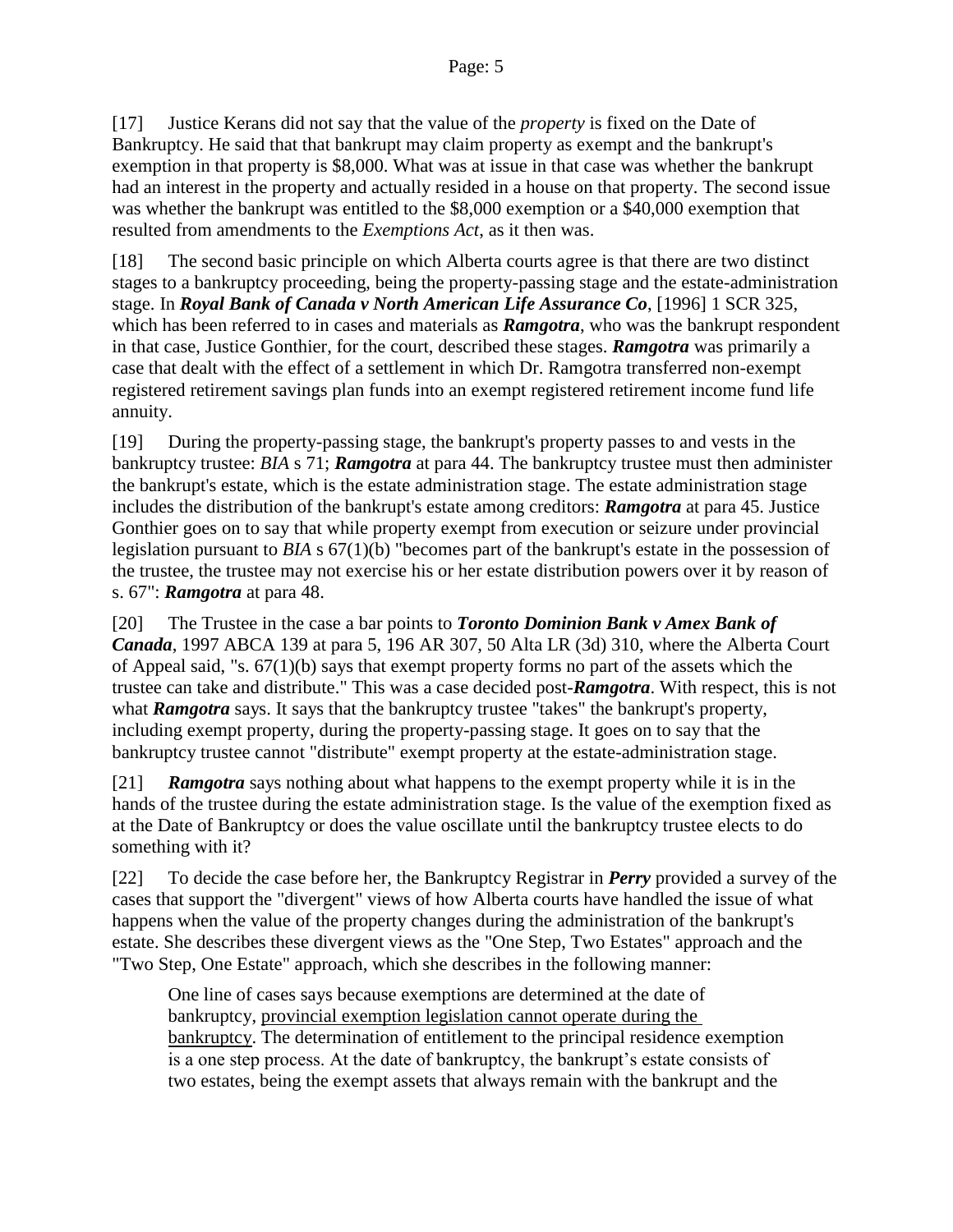[17] Justice Kerans did not say that the value of the *property* is fixed on the Date of Bankruptcy. He said that that bankrupt may claim property as exempt and the bankrupt's exemption in that property is $8,000. What was at issue in that case was whether the bankrupt had an interest in the property and actually resided in a house on that property. The second issue was whether the bankrupt was entitled to the $8,000 exemption or a $40,000 exemption that resulted from amendments to the *Exemptions Act*, as it then was.

[18] The second basic principle on which Alberta courts agree is that there are two distinct stages to a bankruptcy proceeding, being the property-passing stage and the estate-administration stage. In ***Royal Bank of Canada v North American Life Assurance Co***, [1996] 1 SCR 325, which has been referred to in cases and materials as ***Ramgotra***, who was the bankrupt respondent in that case, Justice Gonthier, for the court, described these stages. ***Ramgotra*** was primarily a case that dealt with the effect of a settlement in which Dr. Ramgotra transferred non-exempt registered retirement savings plan funds into an exempt registered retirement income fund life annuity.

[19] During the property-passing stage, the bankrupt's property passes to and vests in the bankruptcy trustee: *BIA* s 71; ***Ramgotra*** at para 44. The bankruptcy trustee must then administer the bankrupt's estate, which is the estate administration stage. The estate administration stage includes the distribution of the bankrupt's estate among creditors: ***Ramgotra*** at para 45. Justice Gonthier goes on to say that while property exempt from execution or seizure under provincial legislation pursuant to *BIA* s 67(1)(b) "becomes part of the bankrupt's estate in the possession of the trustee, the trustee may not exercise his or her estate distribution powers over it by reason of s. 67": ***Ramgotra*** at para 48.

[20] The Trustee in the case a bar points to ***Toronto Dominion Bank v Amex Bank of Canada***, 1997 ABCA 139 at para 5, 196 AR 307, 50 Alta LR (3d) 310, where the Alberta Court of Appeal said, "s. 67(1)(b) says that exempt property forms no part of the assets which the trustee can take and distribute." This was a case decided post-***Ramgotra***. With respect, this is not what ***Ramgotra*** says. It says that the bankruptcy trustee "takes" the bankrupt's property, including exempt property, during the property-passing stage. It goes on to say that the bankruptcy trustee cannot "distribute" exempt property at the estate-administration stage.

[21] ***Ramgotra*** says nothing about what happens to the exempt property while it is in the hands of the trustee during the estate administration stage. Is the value of the exemption fixed as at the Date of Bankruptcy or does the value oscillate until the bankruptcy trustee elects to do something with it?

[22] To decide the case before her, the Bankruptcy Registrar in ***Perry*** provided a survey of the cases that support the "divergent" views of how Alberta courts have handled the issue of what happens when the value of the property changes during the administration of the bankrupt's estate. She describes these divergent views as the "One Step, Two Estates" approach and the "Two Step, One Estate" approach, which she describes in the following manner:

> One line of cases says because exemptions are determined at the date of bankruptcy, <u>provincial exemption legislation cannot operate during the bankruptcy</u>. The determination of entitlement to the principal residence exemption is a one step process. At the date of bankruptcy, the bankrupt's estate consists of two estates, being the exempt assets that always remain with the bankrupt and the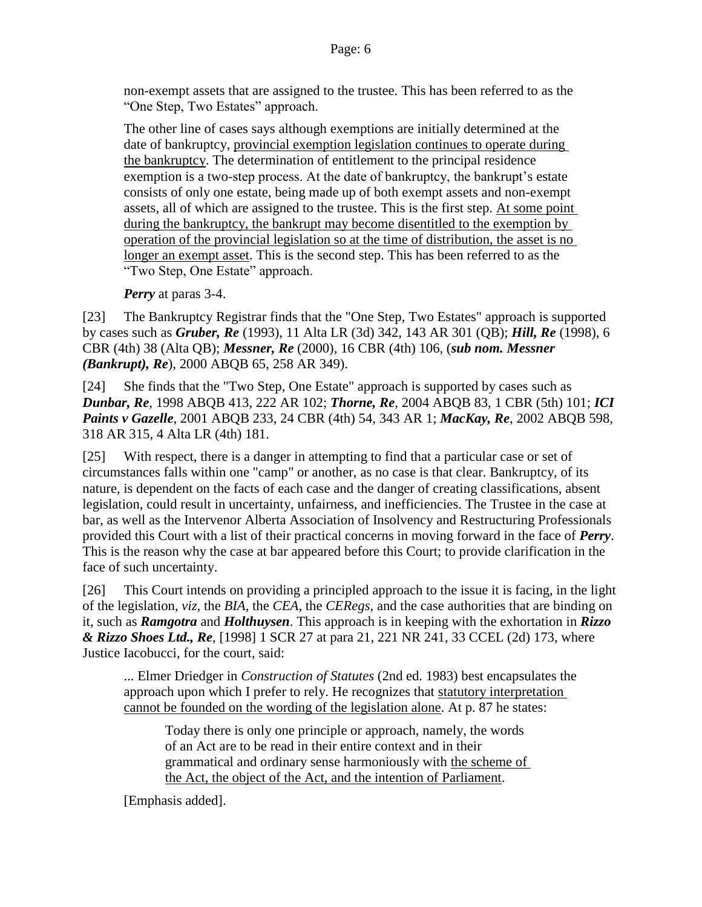non-exempt assets that are assigned to the trustee. This has been referred to as the "One Step, Two Estates" approach.

> The other line of cases says although exemptions are initially determined at the date of bankruptcy, provincial exemption legislation continues to operate during the bankruptcy. The determination of entitlement to the principal residence exemption is a two-step process. At the date of bankruptcy, the bankrupt's estate consists of only one estate, being made up of both exempt assets and non-exempt assets, all of which are assigned to the trustee. This is the first step. At some point during the bankruptcy, the bankrupt may become disentitled to the exemption by operation of the provincial legislation so at the time of distribution, the asset is no longer an exempt asset. This is the second step. This has been referred to as the "Two Step, One Estate" approach.
>
> ***Perry*** at paras 3-4.

[23] The Bankruptcy Registrar finds that the "One Step, Two Estates" approach is supported by cases such as ***Gruber, Re*** (1993), 11 Alta LR (3d) 342, 143 AR 301 (QB); ***Hill, Re*** (1998), 6 CBR (4th) 38 (Alta QB); ***Messner, Re*** (2000), 16 CBR (4th) 106, (***sub nom. Messner (Bankrupt), Re***), 2000 ABQB 65, 258 AR 349).

[24] She finds that the "Two Step, One Estate" approach is supported by cases such as ***Dunbar, Re***, 1998 ABQB 413, 222 AR 102; ***Thorne, Re***, 2004 ABQB 83, 1 CBR (5th) 101; ***ICI Paints v Gazelle***, 2001 ABQB 233, 24 CBR (4th) 54, 343 AR 1; ***MacKay, Re***, 2002 ABQB 598, 318 AR 315, 4 Alta LR (4th) 181.

[25] With respect, there is a danger in attempting to find that a particular case or set of circumstances falls within one "camp" or another, as no case is that clear. Bankruptcy, of its nature, is dependent on the facts of each case and the danger of creating classifications, absent legislation, could result in uncertainty, unfairness, and inefficiencies. The Trustee in the case at bar, as well as the Intervenor Alberta Association of Insolvency and Restructuring Professionals provided this Court with a list of their practical concerns in moving forward in the face of ***Perry***. This is the reason why the case at bar appeared before this Court; to provide clarification in the face of such uncertainty.

[26] This Court intends on providing a principled approach to the issue it is facing, in the light of the legislation, *viz*, the *BIA*, the *CEA*, the *CERegs*, and the case authorities that are binding on it, such as ***Ramgotra*** and ***Holthuysen***. This approach is in keeping with the exhortation in ***Rizzo & Rizzo Shoes Ltd., Re***, [1998] 1 SCR 27 at para 21, 221 NR 241, 33 CCEL (2d) 173, where Justice Iacobucci, for the court, said:

> ... Elmer Driedger in *Construction of Statutes* (2nd ed. 1983) best encapsulates the approach upon which I prefer to rely. He recognizes that statutory interpretation cannot be founded on the wording of the legislation alone. At p. 87 he states:
>
> > Today there is only one principle or approach, namely, the words of an Act are to be read in their entire context and in their grammatical and ordinary sense harmoniously with the scheme of the Act, the object of the Act, and the intention of Parliament.
>
> [Emphasis added].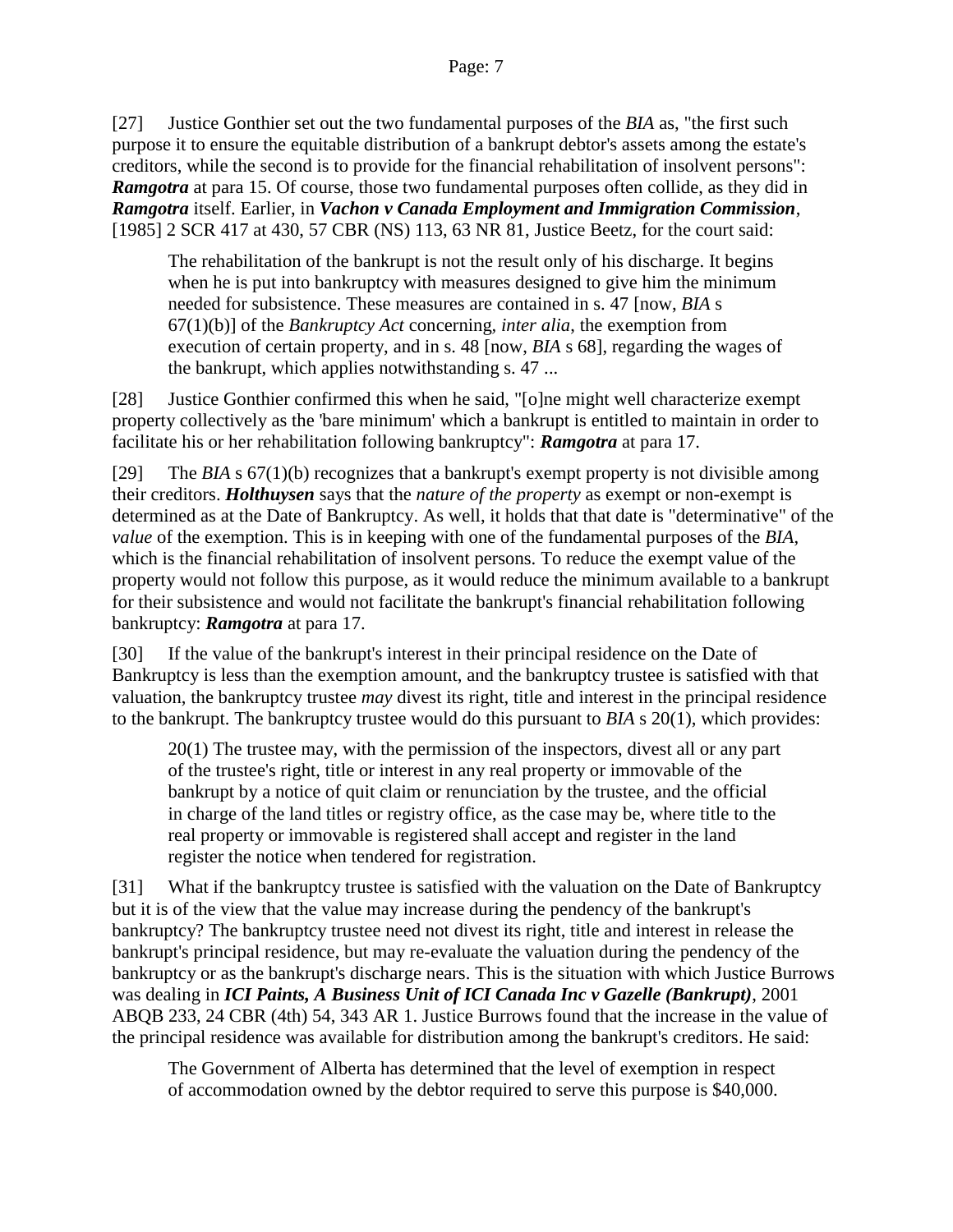[27] Justice Gonthier set out the two fundamental purposes of the *BIA* as, "the first such purpose it to ensure the equitable distribution of a bankrupt debtor's assets among the estate's creditors, while the second is to provide for the financial rehabilitation of insolvent persons": ***Ramgotra*** at para 15. Of course, those two fundamental purposes often collide, as they did in ***Ramgotra*** itself. Earlier, in ***Vachon v Canada Employment and Immigration Commission***, [1985] 2 SCR 417 at 430, 57 CBR (NS) 113, 63 NR 81, Justice Beetz, for the court said:

> The rehabilitation of the bankrupt is not the result only of his discharge. It begins when he is put into bankruptcy with measures designed to give him the minimum needed for subsistence. These measures are contained in s. 47 [now, *BIA* s 67(1)(b)] of the *Bankruptcy Act* concerning, *inter alia*, the exemption from execution of certain property, and in s. 48 [now, *BIA* s 68], regarding the wages of the bankrupt, which applies notwithstanding s. 47 ...

[28] Justice Gonthier confirmed this when he said, "[o]ne might well characterize exempt property collectively as the 'bare minimum' which a bankrupt is entitled to maintain in order to facilitate his or her rehabilitation following bankruptcy": ***Ramgotra*** at para 17.

[29] The *BIA* s 67(1)(b) recognizes that a bankrupt's exempt property is not divisible among their creditors. ***Holthuysen*** says that the *nature of the property* as exempt or non-exempt is determined as at the Date of Bankruptcy. As well, it holds that that date is "determinative" of the *value* of the exemption. This is in keeping with one of the fundamental purposes of the *BIA*, which is the financial rehabilitation of insolvent persons. To reduce the exempt value of the property would not follow this purpose, as it would reduce the minimum available to a bankrupt for their subsistence and would not facilitate the bankrupt's financial rehabilitation following bankruptcy: ***Ramgotra*** at para 17.

[30] If the value of the bankrupt's interest in their principal residence on the Date of Bankruptcy is less than the exemption amount, and the bankruptcy trustee is satisfied with that valuation, the bankruptcy trustee *may* divest its right, title and interest in the principal residence to the bankrupt. The bankruptcy trustee would do this pursuant to *BIA* s 20(1), which provides:

> 20(1) The trustee may, with the permission of the inspectors, divest all or any part of the trustee's right, title or interest in any real property or immovable of the bankrupt by a notice of quit claim or renunciation by the trustee, and the official in charge of the land titles or registry office, as the case may be, where title to the real property or immovable is registered shall accept and register in the land register the notice when tendered for registration.

[31] What if the bankruptcy trustee is satisfied with the valuation on the Date of Bankruptcy but it is of the view that the value may increase during the pendency of the bankrupt's bankruptcy? The bankruptcy trustee need not divest its right, title and interest in release the bankrupt's principal residence, but may re-evaluate the valuation during the pendency of the bankruptcy or as the bankrupt's discharge nears. This is the situation with which Justice Burrows was dealing in ***ICI Paints, A Business Unit of ICI Canada Inc v Gazelle (Bankrupt)***, 2001 ABQB 233, 24 CBR (4th) 54, 343 AR 1. Justice Burrows found that the increase in the value of the principal residence was available for distribution among the bankrupt's creditors. He said:

> The Government of Alberta has determined that the level of exemption in respect of accommodation owned by the debtor required to serve this purpose is $40,000.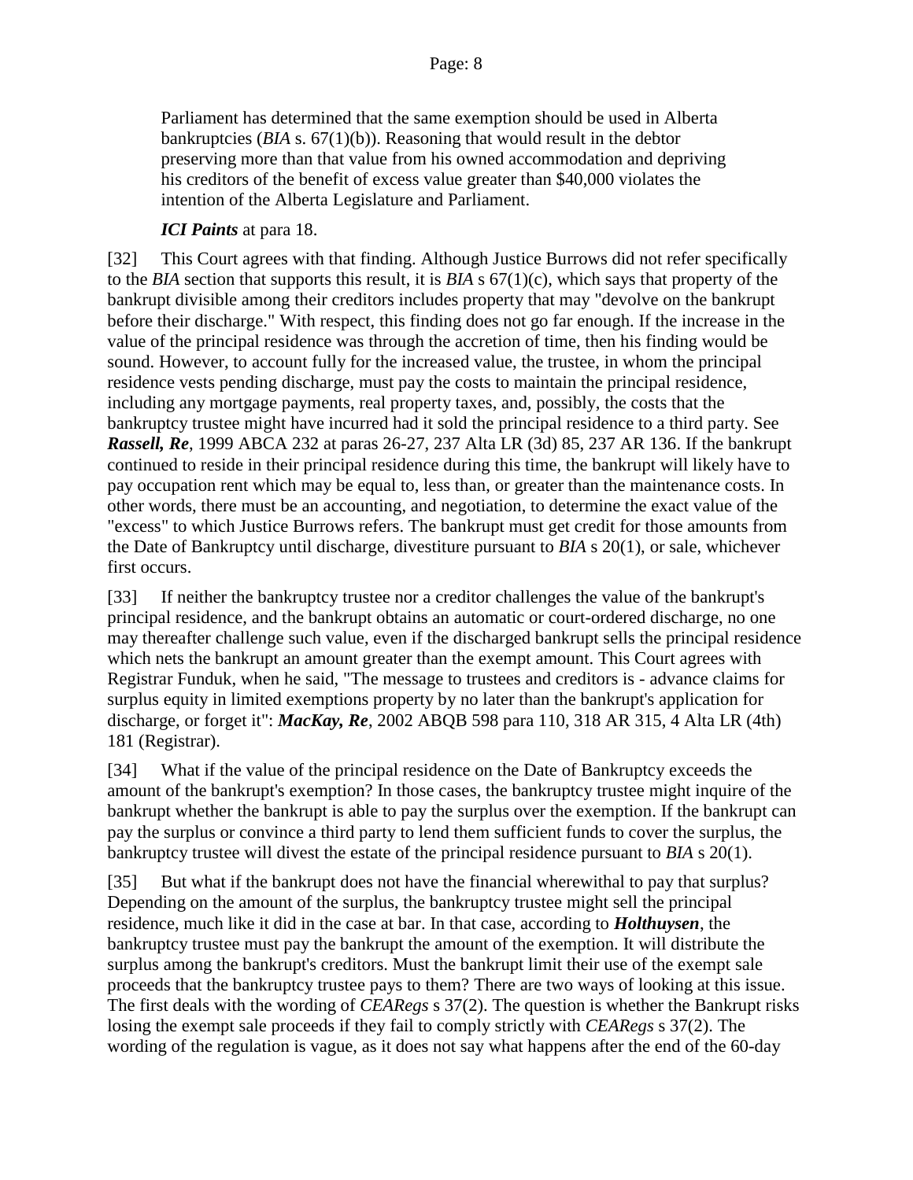> Parliament has determined that the same exemption should be used in Alberta bankruptcies (*BIA* s. 67(1)(b)). Reasoning that would result in the debtor preserving more than that value from his owned accommodation and depriving his creditors of the benefit of excess value greater than $40,000 violates the intention of the Alberta Legislature and Parliament.
>
> ***ICI Paints*** at para 18.

[32] This Court agrees with that finding. Although Justice Burrows did not refer specifically to the *BIA* section that supports this result, it is *BIA* s 67(1)(c), which says that property of the bankrupt divisible among their creditors includes property that may "devolve on the bankrupt before their discharge." With respect, this finding does not go far enough. If the increase in the value of the principal residence was through the accretion of time, then his finding would be sound. However, to account fully for the increased value, the trustee, in whom the principal residence vests pending discharge, must pay the costs to maintain the principal residence, including any mortgage payments, real property taxes, and, possibly, the costs that the bankruptcy trustee might have incurred had it sold the principal residence to a third party. See ***Rassell, Re***, 1999 ABCA 232 at paras 26-27, 237 Alta LR (3d) 85, 237 AR 136. If the bankrupt continued to reside in their principal residence during this time, the bankrupt will likely have to pay occupation rent which may be equal to, less than, or greater than the maintenance costs. In other words, there must be an accounting, and negotiation, to determine the exact value of the "excess" to which Justice Burrows refers. The bankrupt must get credit for those amounts from the Date of Bankruptcy until discharge, divestiture pursuant to *BIA* s 20(1), or sale, whichever first occurs.

[33] If neither the bankruptcy trustee nor a creditor challenges the value of the bankrupt's principal residence, and the bankrupt obtains an automatic or court-ordered discharge, no one may thereafter challenge such value, even if the discharged bankrupt sells the principal residence which nets the bankrupt an amount greater than the exempt amount. This Court agrees with Registrar Funduk, when he said, "The message to trustees and creditors is - advance claims for surplus equity in limited exemptions property by no later than the bankrupt's application for discharge, or forget it": ***MacKay, Re***, 2002 ABQB 598 para 110, 318 AR 315, 4 Alta LR (4th) 181 (Registrar).

[34] What if the value of the principal residence on the Date of Bankruptcy exceeds the amount of the bankrupt's exemption? In those cases, the bankruptcy trustee might inquire of the bankrupt whether the bankrupt is able to pay the surplus over the exemption. If the bankrupt can pay the surplus or convince a third party to lend them sufficient funds to cover the surplus, the bankruptcy trustee will divest the estate of the principal residence pursuant to *BIA* s 20(1).

[35] But what if the bankrupt does not have the financial wherewithal to pay that surplus? Depending on the amount of the surplus, the bankruptcy trustee might sell the principal residence, much like it did in the case at bar. In that case, according to ***Holthuysen***, the bankruptcy trustee must pay the bankrupt the amount of the exemption. It will distribute the surplus among the bankrupt's creditors. Must the bankrupt limit their use of the exempt sale proceeds that the bankruptcy trustee pays to them? There are two ways of looking at this issue. The first deals with the wording of *CEARegs* s 37(2). The question is whether the Bankrupt risks losing the exempt sale proceeds if they fail to comply strictly with *CEARegs* s 37(2). The wording of the regulation is vague, as it does not say what happens after the end of the 60-day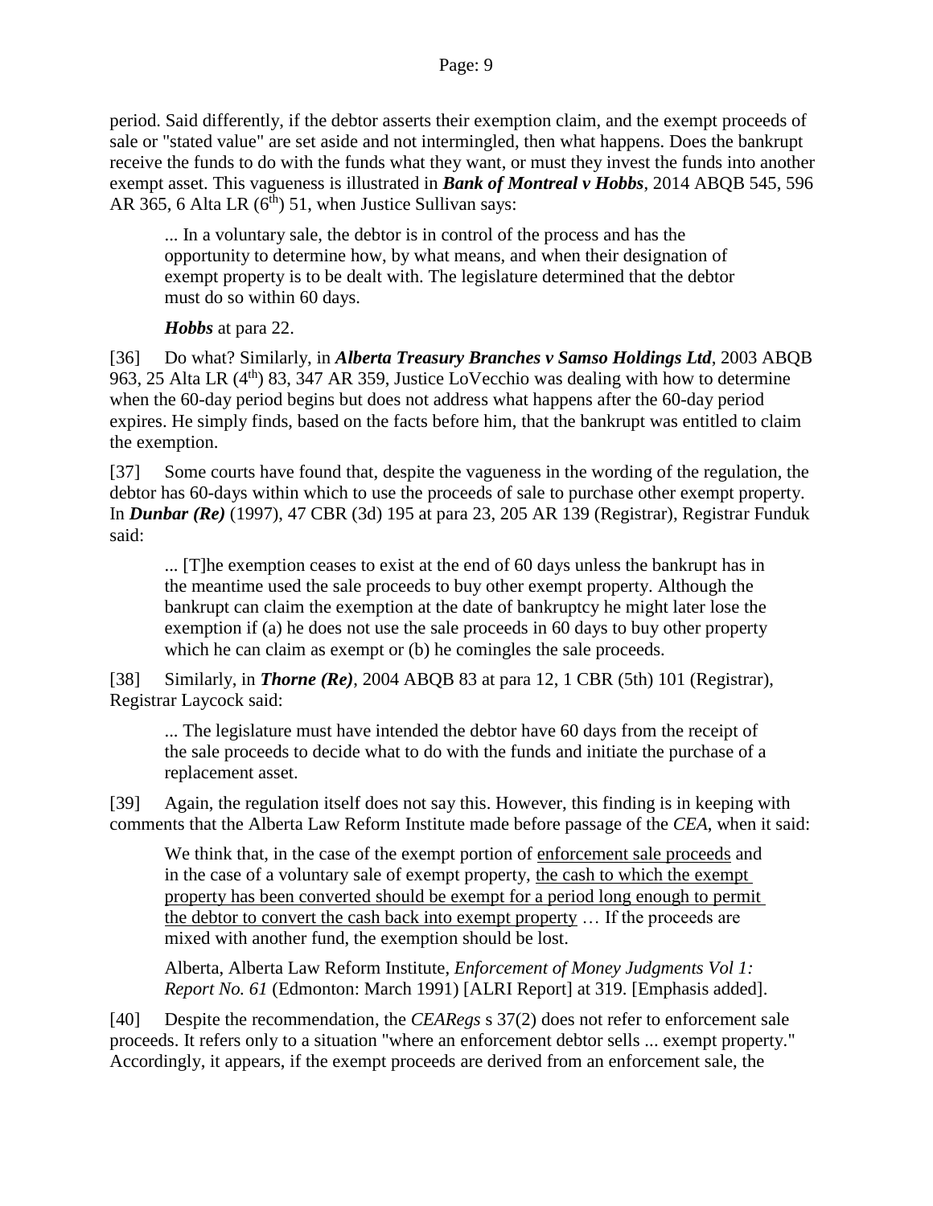period. Said differently, if the debtor asserts their exemption claim, and the exempt proceeds of sale or "stated value" are set aside and not intermingled, then what happens. Does the bankrupt receive the funds to do with the funds what they want, or must they invest the funds into another exempt asset. This vagueness is illustrated in ***Bank of Montreal v Hobbs***, 2014 ABQB 545, 596 AR 365, 6 Alta LR (6th) 51, when Justice Sullivan says:

> ... In a voluntary sale, the debtor is in control of the process and has the opportunity to determine how, by what means, and when their designation of exempt property is to be dealt with. The legislature determined that the debtor must do so within 60 days.
>
> ***Hobbs*** at para 22.

[36] Do what? Similarly, in ***Alberta Treasury Branches v Samso Holdings Ltd***, 2003 ABQB 963, 25 Alta LR (4th) 83, 347 AR 359, Justice LoVecchio was dealing with how to determine when the 60-day period begins but does not address what happens after the 60-day period expires. He simply finds, based on the facts before him, that the bankrupt was entitled to claim the exemption.

[37] Some courts have found that, despite the vagueness in the wording of the regulation, the debtor has 60-days within which to use the proceeds of sale to purchase other exempt property. In ***Dunbar (Re)*** (1997), 47 CBR (3d) 195 at para 23, 205 AR 139 (Registrar), Registrar Funduk said:

> ... [T]he exemption ceases to exist at the end of 60 days unless the bankrupt has in the meantime used the sale proceeds to buy other exempt property. Although the bankrupt can claim the exemption at the date of bankruptcy he might later lose the exemption if (a) he does not use the sale proceeds in 60 days to buy other property which he can claim as exempt or (b) he comingles the sale proceeds.

[38] Similarly, in ***Thorne (Re)***, 2004 ABQB 83 at para 12, 1 CBR (5th) 101 (Registrar), Registrar Laycock said:

> ... The legislature must have intended the debtor have 60 days from the receipt of the sale proceeds to decide what to do with the funds and initiate the purchase of a replacement asset.

[39] Again, the regulation itself does not say this. However, this finding is in keeping with comments that the Alberta Law Reform Institute made before passage of the *CEA*, when it said:

> We think that, in the case of the exempt portion of <u>enforcement sale proceeds</u> and in the case of a voluntary sale of exempt property, <u>the cash to which the exempt property has been converted should be exempt for a period long enough to permit the debtor to convert the cash back into exempt property</u> … If the proceeds are mixed with another fund, the exemption should be lost.
>
> Alberta, Alberta Law Reform Institute, *Enforcement of Money Judgments Vol 1: Report No. 61* (Edmonton: March 1991) [ALRI Report] at 319. [Emphasis added].

[40] Despite the recommendation, the *CEARegs* s 37(2) does not refer to enforcement sale proceeds. It refers only to a situation "where an enforcement debtor sells ... exempt property." Accordingly, it appears, if the exempt proceeds are derived from an enforcement sale, the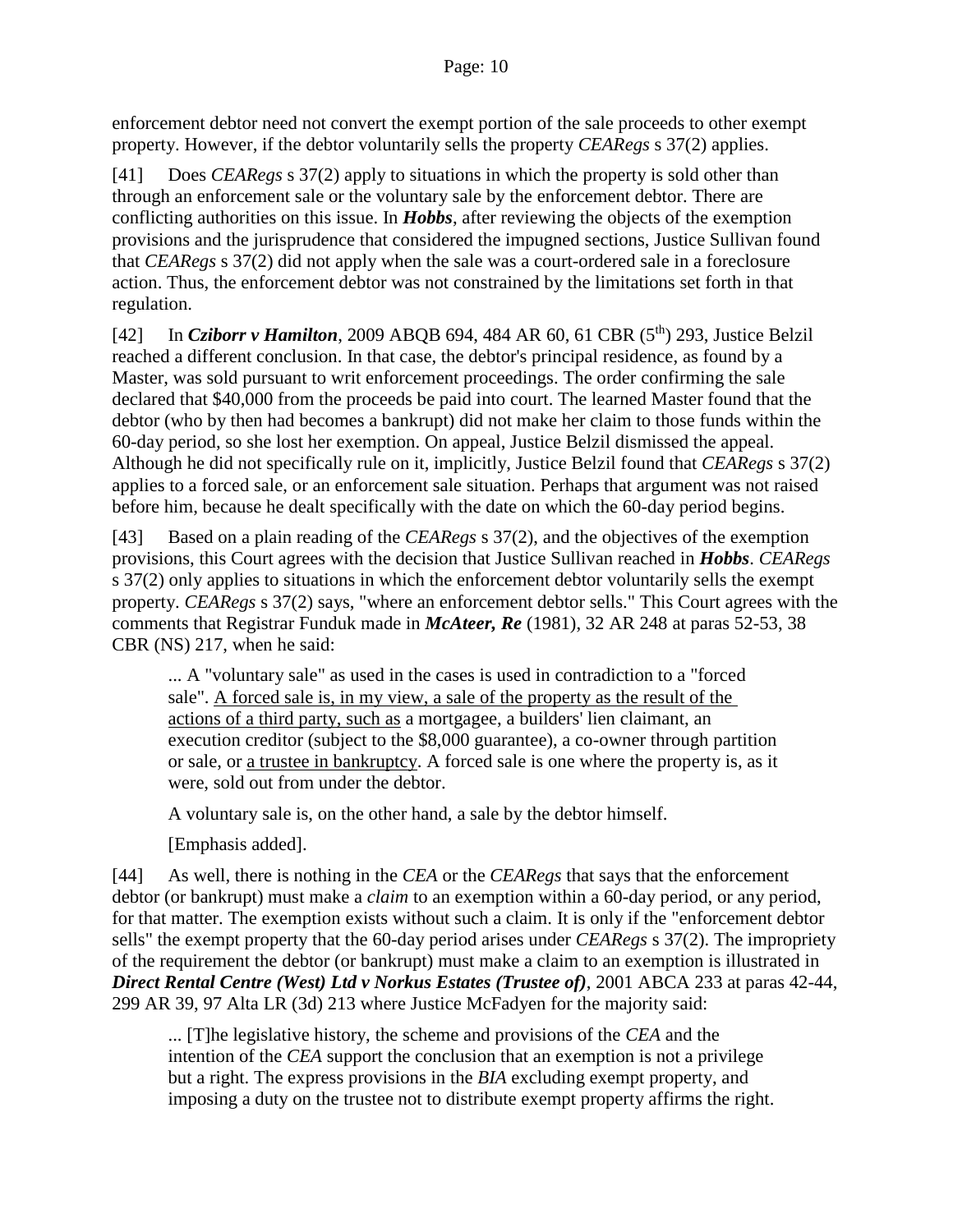enforcement debtor need not convert the exempt portion of the sale proceeds to other exempt property. However, if the debtor voluntarily sells the property *CEARegs* s 37(2) applies.

[41] Does *CEARegs* s 37(2) apply to situations in which the property is sold other than through an enforcement sale or the voluntary sale by the enforcement debtor. There are conflicting authorities on this issue. In ***Hobbs***, after reviewing the objects of the exemption provisions and the jurisprudence that considered the impugned sections, Justice Sullivan found that *CEARegs* s 37(2) did not apply when the sale was a court-ordered sale in a foreclosure action. Thus, the enforcement debtor was not constrained by the limitations set forth in that regulation.

[42] In ***Cziborr v Hamilton***, 2009 ABQB 694, 484 AR 60, 61 CBR (5th) 293, Justice Belzil reached a different conclusion. In that case, the debtor's principal residence, as found by a Master, was sold pursuant to writ enforcement proceedings. The order confirming the sale declared that $40,000 from the proceeds be paid into court. The learned Master found that the debtor (who by then had becomes a bankrupt) did not make her claim to those funds within the 60-day period, so she lost her exemption. On appeal, Justice Belzil dismissed the appeal. Although he did not specifically rule on it, implicitly, Justice Belzil found that *CEARegs* s 37(2) applies to a forced sale, or an enforcement sale situation. Perhaps that argument was not raised before him, because he dealt specifically with the date on which the 60-day period begins.

[43] Based on a plain reading of the *CEARegs* s 37(2), and the objectives of the exemption provisions, this Court agrees with the decision that Justice Sullivan reached in ***Hobbs***. *CEARegs* s 37(2) only applies to situations in which the enforcement debtor voluntarily sells the exempt property. *CEARegs* s 37(2) says, "where an enforcement debtor sells." This Court agrees with the comments that Registrar Funduk made in ***McAteer, Re*** (1981), 32 AR 248 at paras 52-53, 38 CBR (NS) 217, when he said:

> ... A "voluntary sale" as used in the cases is used in contradiction to a "forced sale". <u>A forced sale is, in my view, a sale of the property as the result of the actions of a third party, such as</u> a mortgagee, a builders' lien claimant, an execution creditor (subject to the $8,000 guarantee), a co-owner through partition or sale, or <u>a trustee in bankruptcy</u>. A forced sale is one where the property is, as it were, sold out from under the debtor.
>
> A voluntary sale is, on the other hand, a sale by the debtor himself.
>
> [Emphasis added].

[44] As well, there is nothing in the *CEA* or the *CEARegs* that says that the enforcement debtor (or bankrupt) must make a *claim* to an exemption within a 60-day period, or any period, for that matter. The exemption exists without such a claim. It is only if the "enforcement debtor sells" the exempt property that the 60-day period arises under *CEARegs* s 37(2). The impropriety of the requirement the debtor (or bankrupt) must make a claim to an exemption is illustrated in ***Direct Rental Centre (West) Ltd v Norkus Estates (Trustee of)***, 2001 ABCA 233 at paras 42-44, 299 AR 39, 97 Alta LR (3d) 213 where Justice McFadyen for the majority said:

> ... [T]he legislative history, the scheme and provisions of the *CEA* and the intention of the *CEA* support the conclusion that an exemption is not a privilege but a right. The express provisions in the *BIA* excluding exempt property, and imposing a duty on the trustee not to distribute exempt property affirms the right.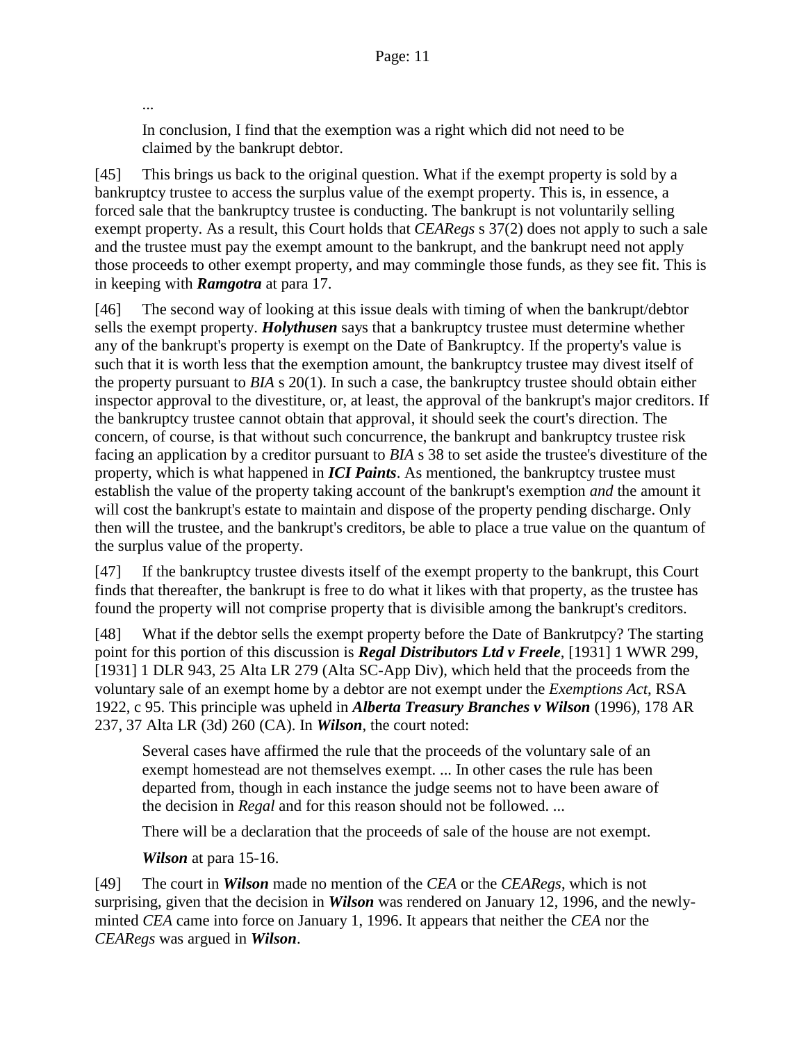...

> In conclusion, I find that the exemption was a right which did not need to be claimed by the bankrupt debtor.

[45] This brings us back to the original question. What if the exempt property is sold by a bankruptcy trustee to access the surplus value of the exempt property. This is, in essence, a forced sale that the bankruptcy trustee is conducting. The bankrupt is not voluntarily selling exempt property. As a result, this Court holds that *CEARegs* s 37(2) does not apply to such a sale and the trustee must pay the exempt amount to the bankrupt, and the bankrupt need not apply those proceeds to other exempt property, and may commingle those funds, as they see fit. This is in keeping with ***Ramgotra*** at para 17.

[46] The second way of looking at this issue deals with timing of when the bankrupt/debtor sells the exempt property. ***Holythusen*** says that a bankruptcy trustee must determine whether any of the bankrupt's property is exempt on the Date of Bankruptcy. If the property's value is such that it is worth less that the exemption amount, the bankruptcy trustee may divest itself of the property pursuant to *BIA* s 20(1). In such a case, the bankruptcy trustee should obtain either inspector approval to the divestiture, or, at least, the approval of the bankrupt's major creditors. If the bankruptcy trustee cannot obtain that approval, it should seek the court's direction. The concern, of course, is that without such concurrence, the bankrupt and bankruptcy trustee risk facing an application by a creditor pursuant to *BIA* s 38 to set aside the trustee's divestiture of the property, which is what happened in ***ICI Paints***. As mentioned, the bankruptcy trustee must establish the value of the property taking account of the bankrupt's exemption *and* the amount it will cost the bankrupt's estate to maintain and dispose of the property pending discharge. Only then will the trustee, and the bankrupt's creditors, be able to place a true value on the quantum of the surplus value of the property.

[47] If the bankruptcy trustee divests itself of the exempt property to the bankrupt, this Court finds that thereafter, the bankrupt is free to do what it likes with that property, as the trustee has found the property will not comprise property that is divisible among the bankrupt's creditors.

[48] What if the debtor sells the exempt property before the Date of Bankrutpcy? The starting point for this portion of this discussion is ***Regal Distributors Ltd v Freele***, [1931] 1 WWR 299, [1931] 1 DLR 943, 25 Alta LR 279 (Alta SC-App Div), which held that the proceeds from the voluntary sale of an exempt home by a debtor are not exempt under the *Exemptions Act*, RSA 1922, c 95. This principle was upheld in ***Alberta Treasury Branches v Wilson*** (1996), 178 AR 237, 37 Alta LR (3d) 260 (CA). In ***Wilson***, the court noted:

> Several cases have affirmed the rule that the proceeds of the voluntary sale of an exempt homestead are not themselves exempt. ... In other cases the rule has been departed from, though in each instance the judge seems not to have been aware of the decision in *Regal* and for this reason should not be followed. ...
>
> There will be a declaration that the proceeds of sale of the house are not exempt.
>
> ***Wilson*** at para 15-16.

[49] The court in ***Wilson*** made no mention of the *CEA* or the *CEARegs*, which is not surprising, given that the decision in ***Wilson*** was rendered on January 12, 1996, and the newly-minted *CEA* came into force on January 1, 1996. It appears that neither the *CEA* nor the *CEARegs* was argued in ***Wilson***.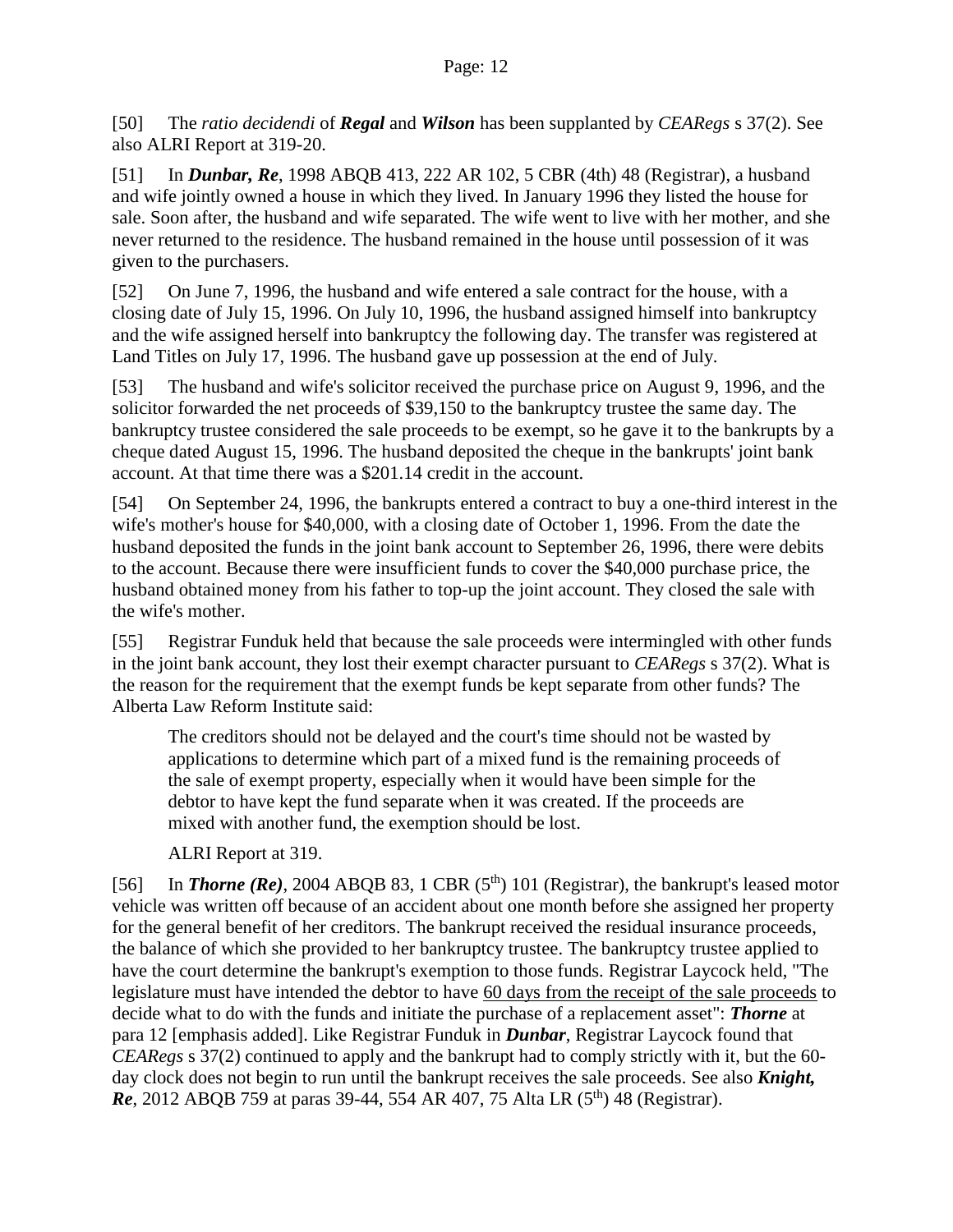[50] The *ratio decidendi* of ***Regal*** and ***Wilson*** has been supplanted by *CEARegs* s 37(2). See also ALRI Report at 319-20.

[51] In ***Dunbar, Re***, 1998 ABQB 413, 222 AR 102, 5 CBR (4th) 48 (Registrar), a husband and wife jointly owned a house in which they lived. In January 1996 they listed the house for sale. Soon after, the husband and wife separated. The wife went to live with her mother, and she never returned to the residence. The husband remained in the house until possession of it was given to the purchasers.

[52] On June 7, 1996, the husband and wife entered a sale contract for the house, with a closing date of July 15, 1996. On July 10, 1996, the husband assigned himself into bankruptcy and the wife assigned herself into bankruptcy the following day. The transfer was registered at Land Titles on July 17, 1996. The husband gave up possession at the end of July.

[53] The husband and wife's solicitor received the purchase price on August 9, 1996, and the solicitor forwarded the net proceeds of $39,150 to the bankruptcy trustee the same day. The bankruptcy trustee considered the sale proceeds to be exempt, so he gave it to the bankrupts by a cheque dated August 15, 1996. The husband deposited the cheque in the bankrupts' joint bank account. At that time there was a $201.14 credit in the account.

[54] On September 24, 1996, the bankrupts entered a contract to buy a one-third interest in the wife's mother's house for $40,000, with a closing date of October 1, 1996. From the date the husband deposited the funds in the joint bank account to September 26, 1996, there were debits to the account. Because there were insufficient funds to cover the $40,000 purchase price, the husband obtained money from his father to top-up the joint account. They closed the sale with the wife's mother.

[55] Registrar Funduk held that because the sale proceeds were intermingled with other funds in the joint bank account, they lost their exempt character pursuant to *CEARegs* s 37(2). What is the reason for the requirement that the exempt funds be kept separate from other funds? The Alberta Law Reform Institute said:

> The creditors should not be delayed and the court's time should not be wasted by applications to determine which part of a mixed fund is the remaining proceeds of the sale of exempt property, especially when it would have been simple for the debtor to have kept the fund separate when it was created. If the proceeds are mixed with another fund, the exemption should be lost.
>
> ALRI Report at 319.

[56] In ***Thorne (Re)***, 2004 ABQB 83, 1 CBR (5th) 101 (Registrar), the bankrupt's leased motor vehicle was written off because of an accident about one month before she assigned her property for the general benefit of her creditors. The bankrupt received the residual insurance proceeds, the balance of which she provided to her bankruptcy trustee. The bankruptcy trustee applied to have the court determine the bankrupt's exemption to those funds. Registrar Laycock held, "The legislature must have intended the debtor to have <u>60 days from the receipt of the sale proceeds</u> to decide what to do with the funds and initiate the purchase of a replacement asset": ***Thorne*** at para 12 [emphasis added]. Like Registrar Funduk in ***Dunbar***, Registrar Laycock found that *CEARegs* s 37(2) continued to apply and the bankrupt had to comply strictly with it, but the 60-day clock does not begin to run until the bankrupt receives the sale proceeds. See also ***Knight, Re***, 2012 ABQB 759 at paras 39-44, 554 AR 407, 75 Alta LR (5th) 48 (Registrar).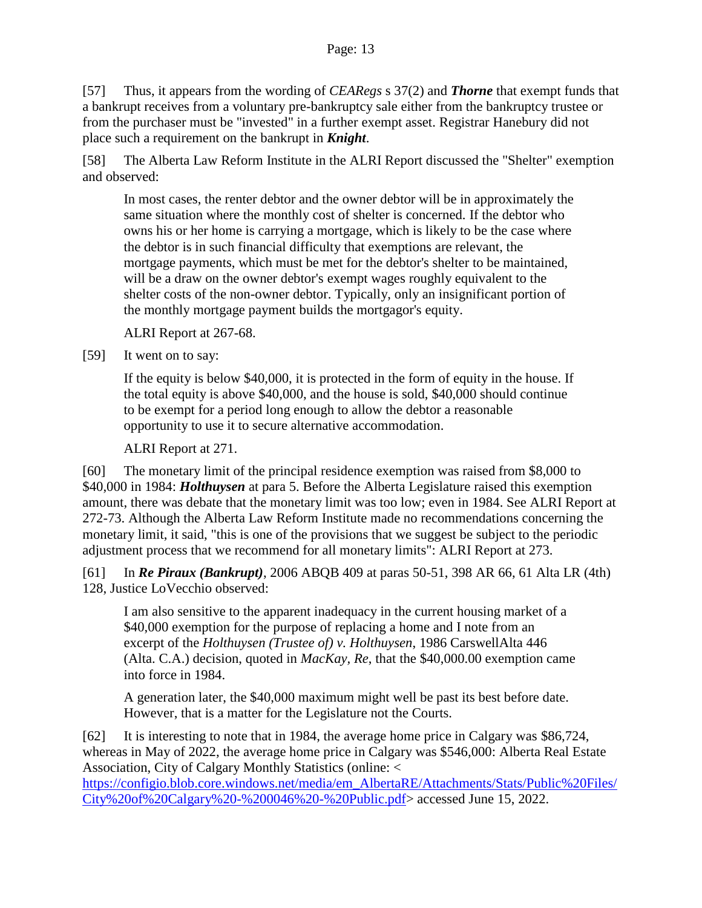[57] Thus, it appears from the wording of *CEARegs* s 37(2) and ***Thorne*** that exempt funds that a bankrupt receives from a voluntary pre-bankruptcy sale either from the bankruptcy trustee or from the purchaser must be "invested" in a further exempt asset. Registrar Hanebury did not place such a requirement on the bankrupt in ***Knight***.

[58] The Alberta Law Reform Institute in the ALRI Report discussed the "Shelter" exemption and observed:

> In most cases, the renter debtor and the owner debtor will be in approximately the same situation where the monthly cost of shelter is concerned. If the debtor who owns his or her home is carrying a mortgage, which is likely to be the case where the debtor is in such financial difficulty that exemptions are relevant, the mortgage payments, which must be met for the debtor's shelter to be maintained, will be a draw on the owner debtor's exempt wages roughly equivalent to the shelter costs of the non-owner debtor. Typically, only an insignificant portion of the monthly mortgage payment builds the mortgagor's equity.
>
> ALRI Report at 267-68.

[59] It went on to say:

> If the equity is below \$40,000, it is protected in the form of equity in the house. If the total equity is above \$40,000, and the house is sold, \$40,000 should continue to be exempt for a period long enough to allow the debtor a reasonable opportunity to use it to secure alternative accommodation.
>
> ALRI Report at 271.

[60] The monetary limit of the principal residence exemption was raised from \$8,000 to \$40,000 in 1984: ***Holthuysen*** at para 5. Before the Alberta Legislature raised this exemption amount, there was debate that the monetary limit was too low; even in 1984. See ALRI Report at 272-73. Although the Alberta Law Reform Institute made no recommendations concerning the monetary limit, it said, "this is one of the provisions that we suggest be subject to the periodic adjustment process that we recommend for all monetary limits": ALRI Report at 273.

[61] In ***Re Piraux (Bankrupt)***, 2006 ABQB 409 at paras 50-51, 398 AR 66, 61 Alta LR (4th) 128, Justice LoVecchio observed:

> I am also sensitive to the apparent inadequacy in the current housing market of a \$40,000 exemption for the purpose of replacing a home and I note from an excerpt of the *Holthuysen (Trustee of) v. Holthuysen*, 1986 CarswellAlta 446 (Alta. C.A.) decision, quoted in *MacKay, Re*, that the \$40,000.00 exemption came into force in 1984.
>
> A generation later, the \$40,000 maximum might well be past its best before date. However, that is a matter for the Legislature not the Courts.

[62] It is interesting to note that in 1984, the average home price in Calgary was \$86,724, whereas in May of 2022, the average home price in Calgary was \$546,000: Alberta Real Estate Association, City of Calgary Monthly Statistics (online: < [https://configio.blob.core.windows.net/media/em_AlbertaRE/Attachments/Stats/Public%20Files/City%20of%20Calgary%20-%200046%20-%20Public.pdf](https://configio.blob.core.windows.net/media/em_AlbertaRE/Attachments/Stats/Public%20Files/City%20of%20Calgary%20-%200046%20-%20Public.pdf)> accessed June 15, 2022.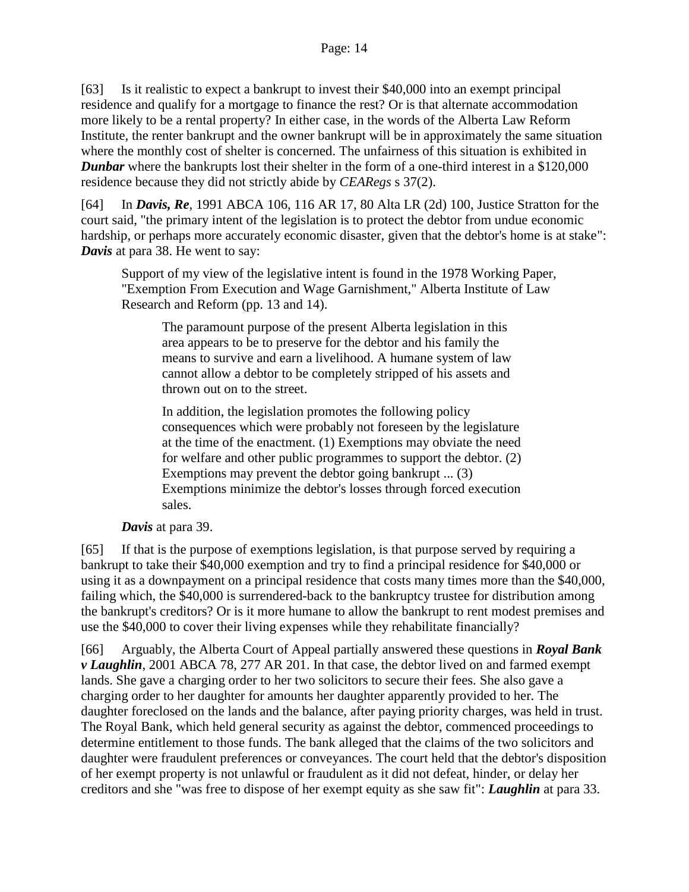[63] Is it realistic to expect a bankrupt to invest their $40,000 into an exempt principal residence and qualify for a mortgage to finance the rest? Or is that alternate accommodation more likely to be a rental property? In either case, in the words of the Alberta Law Reform Institute, the renter bankrupt and the owner bankrupt will be in approximately the same situation where the monthly cost of shelter is concerned. The unfairness of this situation is exhibited in ***Dunbar*** where the bankrupts lost their shelter in the form of a one-third interest in a $120,000 residence because they did not strictly abide by *CEARegs* s 37(2).

[64] In ***Davis, Re***, 1991 ABCA 106, 116 AR 17, 80 Alta LR (2d) 100, Justice Stratton for the court said, "the primary intent of the legislation is to protect the debtor from undue economic hardship, or perhaps more accurately economic disaster, given that the debtor's home is at stake": ***Davis*** at para 38. He went to say:

> Support of my view of the legislative intent is found in the 1978 Working Paper, "Exemption From Execution and Wage Garnishment," Alberta Institute of Law Research and Reform (pp. 13 and 14).
>
>> The paramount purpose of the present Alberta legislation in this area appears to be to preserve for the debtor and his family the means to survive and earn a livelihood. A humane system of law cannot allow a debtor to be completely stripped of his assets and thrown out on to the street.
>>
>> In addition, the legislation promotes the following policy consequences which were probably not foreseen by the legislature at the time of the enactment. (1) Exemptions may obviate the need for welfare and other public programmes to support the debtor. (2) Exemptions may prevent the debtor going bankrupt ... (3) Exemptions minimize the debtor's losses through forced execution sales.
>
> ***Davis*** at para 39.

[65] If that is the purpose of exemptions legislation, is that purpose served by requiring a bankrupt to take their $40,000 exemption and try to find a principal residence for $40,000 or using it as a downpayment on a principal residence that costs many times more than the $40,000, failing which, the $40,000 is surrendered-back to the bankruptcy trustee for distribution among the bankrupt's creditors? Or is it more humane to allow the bankrupt to rent modest premises and use the $40,000 to cover their living expenses while they rehabilitate financially?

[66] Arguably, the Alberta Court of Appeal partially answered these questions in ***Royal Bank v Laughlin***, 2001 ABCA 78, 277 AR 201. In that case, the debtor lived on and farmed exempt lands. She gave a charging order to her two solicitors to secure their fees. She also gave a charging order to her daughter for amounts her daughter apparently provided to her. The daughter foreclosed on the lands and the balance, after paying priority charges, was held in trust. The Royal Bank, which held general security as against the debtor, commenced proceedings to determine entitlement to those funds. The bank alleged that the claims of the two solicitors and daughter were fraudulent preferences or conveyances. The court held that the debtor's disposition of her exempt property is not unlawful or fraudulent as it did not defeat, hinder, or delay her creditors and she "was free to dispose of her exempt equity as she saw fit": ***Laughlin*** at para 33.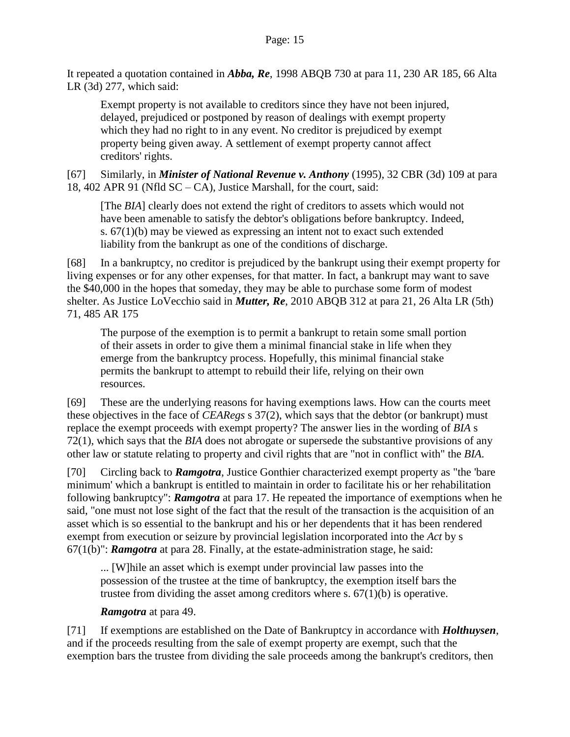It repeated a quotation contained in ***Abba, Re***, 1998 ABQB 730 at para 11, 230 AR 185, 66 Alta LR (3d) 277, which said:

> Exempt property is not available to creditors since they have not been injured, delayed, prejudiced or postponed by reason of dealings with exempt property which they had no right to in any event. No creditor is prejudiced by exempt property being given away. A settlement of exempt property cannot affect creditors' rights.

[67] Similarly, in ***Minister of National Revenue v. Anthony*** (1995), 32 CBR (3d) 109 at para 18, 402 APR 91 (Nfld SC – CA), Justice Marshall, for the court, said:

> [The *BIA*] clearly does not extend the right of creditors to assets which would not have been amenable to satisfy the debtor's obligations before bankruptcy. Indeed, s. 67(1)(b) may be viewed as expressing an intent not to exact such extended liability from the bankrupt as one of the conditions of discharge.

[68] In a bankruptcy, no creditor is prejudiced by the bankrupt using their exempt property for living expenses or for any other expenses, for that matter. In fact, a bankrupt may want to save the $40,000 in the hopes that someday, they may be able to purchase some form of modest shelter. As Justice LoVecchio said in ***Mutter, Re***, 2010 ABQB 312 at para 21, 26 Alta LR (5th) 71, 485 AR 175

> The purpose of the exemption is to permit a bankrupt to retain some small portion of their assets in order to give them a minimal financial stake in life when they emerge from the bankruptcy process. Hopefully, this minimal financial stake permits the bankrupt to attempt to rebuild their life, relying on their own resources.

[69] These are the underlying reasons for having exemptions laws. How can the courts meet these objectives in the face of *CEARegs* s 37(2), which says that the debtor (or bankrupt) must replace the exempt proceeds with exempt property? The answer lies in the wording of *BIA* s 72(1), which says that the *BIA* does not abrogate or supersede the substantive provisions of any other law or statute relating to property and civil rights that are "not in conflict with" the *BIA*.

[70] Circling back to ***Ramgotra***, Justice Gonthier characterized exempt property as "the 'bare minimum' which a bankrupt is entitled to maintain in order to facilitate his or her rehabilitation following bankruptcy": ***Ramgotra*** at para 17. He repeated the importance of exemptions when he said, "one must not lose sight of the fact that the result of the transaction is the acquisition of an asset which is so essential to the bankrupt and his or her dependents that it has been rendered exempt from execution or seizure by provincial legislation incorporated into the *Act* by s 67(1(b)": ***Ramgotra*** at para 28. Finally, at the estate-administration stage, he said:

> ... [W]hile an asset which is exempt under provincial law passes into the possession of the trustee at the time of bankruptcy, the exemption itself bars the trustee from dividing the asset among creditors where s. 67(1)(b) is operative.
>
> ***Ramgotra*** at para 49.

[71] If exemptions are established on the Date of Bankruptcy in accordance with ***Holthuysen***, and if the proceeds resulting from the sale of exempt property are exempt, such that the exemption bars the trustee from dividing the sale proceeds among the bankrupt's creditors, then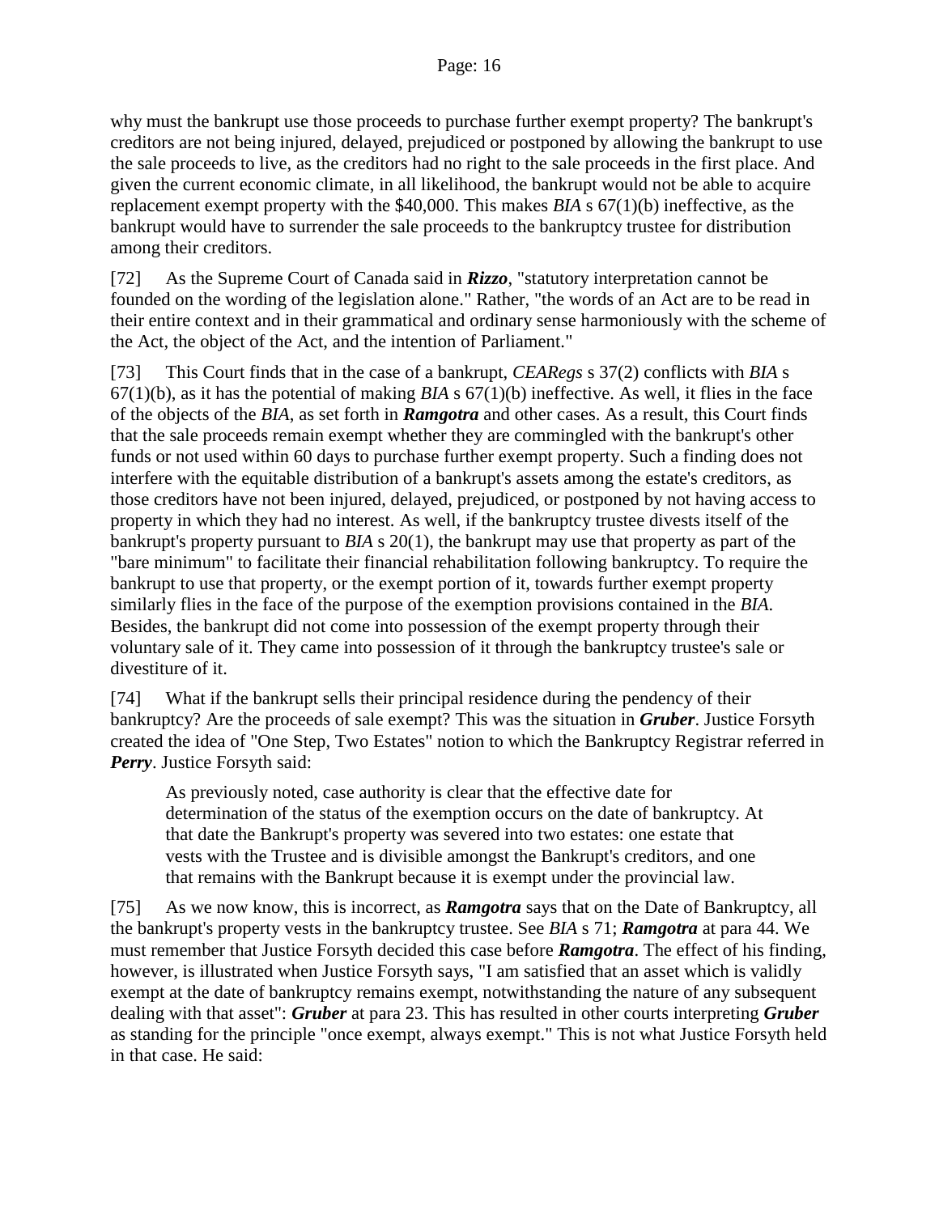why must the bankrupt use those proceeds to purchase further exempt property? The bankrupt's creditors are not being injured, delayed, prejudiced or postponed by allowing the bankrupt to use the sale proceeds to live, as the creditors had no right to the sale proceeds in the first place. And given the current economic climate, in all likelihood, the bankrupt would not be able to acquire replacement exempt property with the $40,000. This makes *BIA* s 67(1)(b) ineffective, as the bankrupt would have to surrender the sale proceeds to the bankruptcy trustee for distribution among their creditors.

[72] As the Supreme Court of Canada said in ***Rizzo***, "statutory interpretation cannot be founded on the wording of the legislation alone." Rather, "the words of an Act are to be read in their entire context and in their grammatical and ordinary sense harmoniously with the scheme of the Act, the object of the Act, and the intention of Parliament."

[73] This Court finds that in the case of a bankrupt, *CEARegs* s 37(2) conflicts with *BIA* s 67(1)(b), as it has the potential of making *BIA* s 67(1)(b) ineffective. As well, it flies in the face of the objects of the *BIA*, as set forth in ***Ramgotra*** and other cases. As a result, this Court finds that the sale proceeds remain exempt whether they are commingled with the bankrupt's other funds or not used within 60 days to purchase further exempt property. Such a finding does not interfere with the equitable distribution of a bankrupt's assets among the estate's creditors, as those creditors have not been injured, delayed, prejudiced, or postponed by not having access to property in which they had no interest. As well, if the bankruptcy trustee divests itself of the bankrupt's property pursuant to *BIA* s 20(1), the bankrupt may use that property as part of the "bare minimum" to facilitate their financial rehabilitation following bankruptcy. To require the bankrupt to use that property, or the exempt portion of it, towards further exempt property similarly flies in the face of the purpose of the exemption provisions contained in the *BIA*. Besides, the bankrupt did not come into possession of the exempt property through their voluntary sale of it. They came into possession of it through the bankruptcy trustee's sale or divestiture of it.

[74] What if the bankrupt sells their principal residence during the pendency of their bankruptcy? Are the proceeds of sale exempt? This was the situation in ***Gruber***. Justice Forsyth created the idea of "One Step, Two Estates" notion to which the Bankruptcy Registrar referred in ***Perry***. Justice Forsyth said:

> As previously noted, case authority is clear that the effective date for determination of the status of the exemption occurs on the date of bankruptcy. At that date the Bankrupt's property was severed into two estates: one estate that vests with the Trustee and is divisible amongst the Bankrupt's creditors, and one that remains with the Bankrupt because it is exempt under the provincial law.

[75] As we now know, this is incorrect, as ***Ramgotra*** says that on the Date of Bankruptcy, all the bankrupt's property vests in the bankruptcy trustee. See *BIA* s 71; ***Ramgotra*** at para 44. We must remember that Justice Forsyth decided this case before ***Ramgotra***. The effect of his finding, however, is illustrated when Justice Forsyth says, "I am satisfied that an asset which is validly exempt at the date of bankruptcy remains exempt, notwithstanding the nature of any subsequent dealing with that asset": ***Gruber*** at para 23. This has resulted in other courts interpreting ***Gruber*** as standing for the principle "once exempt, always exempt." This is not what Justice Forsyth held in that case. He said: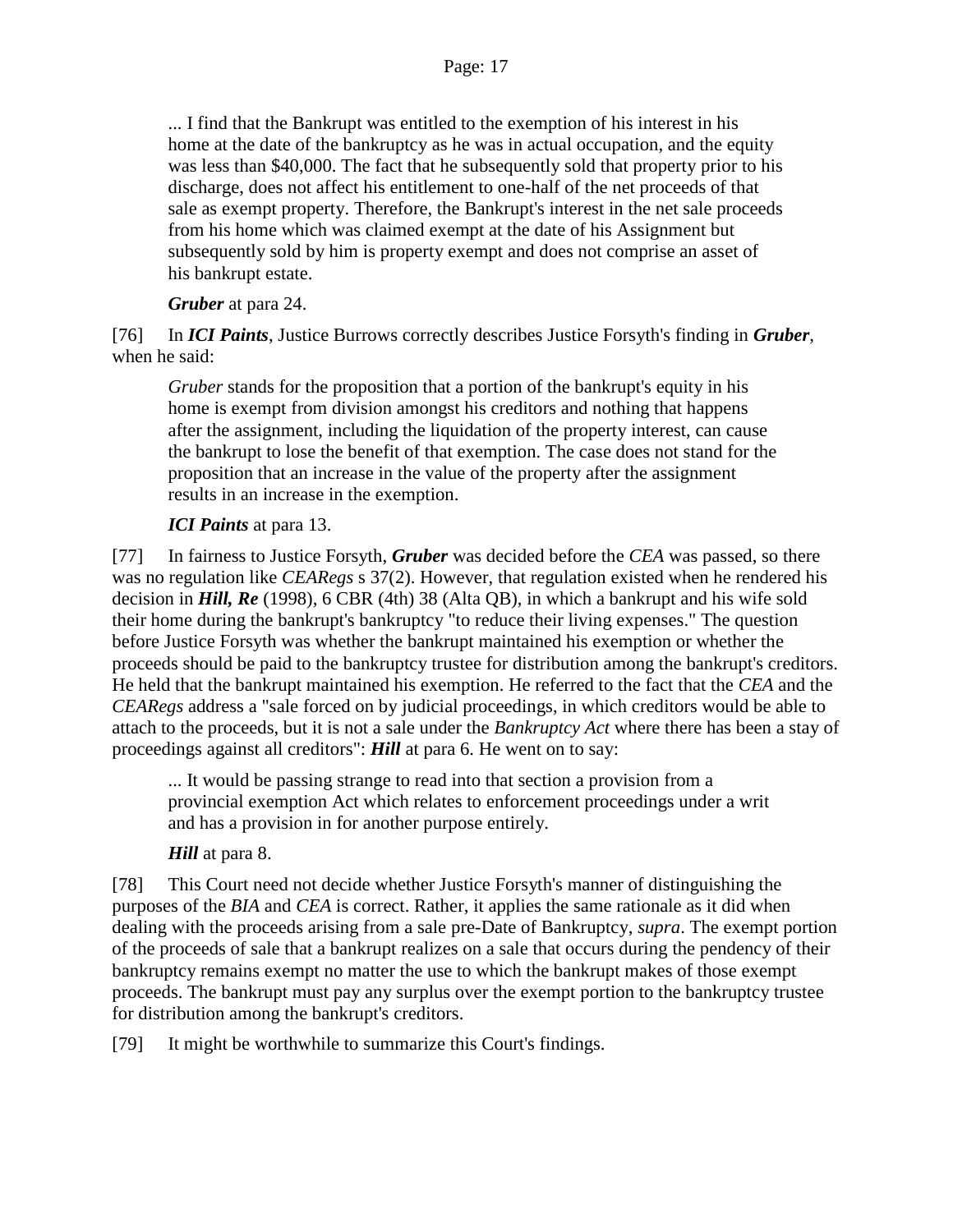> ... I find that the Bankrupt was entitled to the exemption of his interest in his home at the date of the bankruptcy as he was in actual occupation, and the equity was less than $40,000. The fact that he subsequently sold that property prior to his discharge, does not affect his entitlement to one-half of the net proceeds of that sale as exempt property. Therefore, the Bankrupt's interest in the net sale proceeds from his home which was claimed exempt at the date of his Assignment but subsequently sold by him is property exempt and does not comprise an asset of his bankrupt estate.
>
> ***Gruber*** at para 24.

[76] In ***ICI Paints***, Justice Burrows correctly describes Justice Forsyth's finding in ***Gruber***, when he said:

> *Gruber* stands for the proposition that a portion of the bankrupt's equity in his home is exempt from division amongst his creditors and nothing that happens after the assignment, including the liquidation of the property interest, can cause the bankrupt to lose the benefit of that exemption. The case does not stand for the proposition that an increase in the value of the property after the assignment results in an increase in the exemption.
>
> ***ICI Paints*** at para 13.

[77] In fairness to Justice Forsyth, ***Gruber*** was decided before the *CEA* was passed, so there was no regulation like *CEARegs* s 37(2). However, that regulation existed when he rendered his decision in ***Hill, Re*** (1998), 6 CBR (4th) 38 (Alta QB), in which a bankrupt and his wife sold their home during the bankrupt's bankruptcy "to reduce their living expenses." The question before Justice Forsyth was whether the bankrupt maintained his exemption or whether the proceeds should be paid to the bankruptcy trustee for distribution among the bankrupt's creditors. He held that the bankrupt maintained his exemption. He referred to the fact that the *CEA* and the *CEARegs* address a "sale forced on by judicial proceedings, in which creditors would be able to attach to the proceeds, but it is not a sale under the *Bankruptcy Act* where there has been a stay of proceedings against all creditors": ***Hill*** at para 6. He went on to say:

> ... It would be passing strange to read into that section a provision from a provincial exemption Act which relates to enforcement proceedings under a writ and has a provision in for another purpose entirely.
>
> ***Hill*** at para 8.

[78] This Court need not decide whether Justice Forsyth's manner of distinguishing the purposes of the *BIA* and *CEA* is correct. Rather, it applies the same rationale as it did when dealing with the proceeds arising from a sale pre-Date of Bankruptcy, *supra*. The exempt portion of the proceeds of sale that a bankrupt realizes on a sale that occurs during the pendency of their bankruptcy remains exempt no matter the use to which the bankrupt makes of those exempt proceeds. The bankrupt must pay any surplus over the exempt portion to the bankruptcy trustee for distribution among the bankrupt's creditors.

[79] It might be worthwhile to summarize this Court's findings.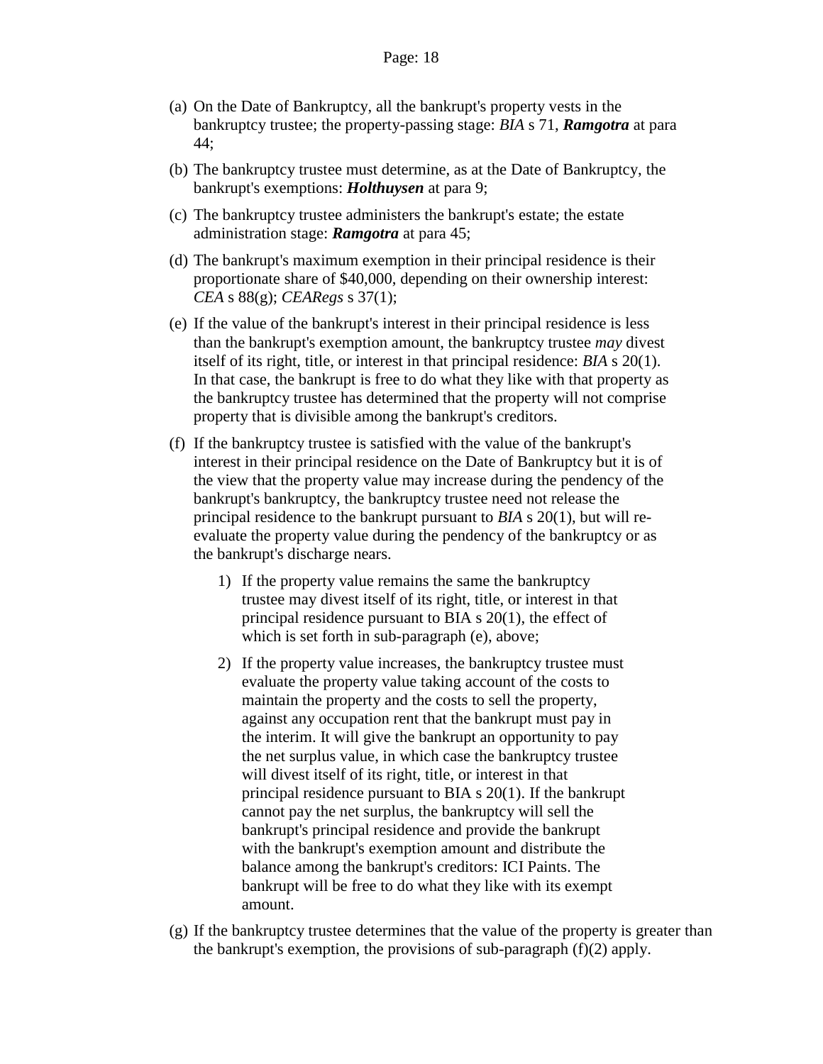(a) On the Date of Bankruptcy, all the bankrupt's property vests in the bankruptcy trustee; the property-passing stage: *BIA* s 71, ***Ramgotra*** at para 44;

(b) The bankruptcy trustee must determine, as at the Date of Bankruptcy, the bankrupt's exemptions: ***Holthuysen*** at para 9;

(c) The bankruptcy trustee administers the bankrupt's estate; the estate administration stage: ***Ramgotra*** at para 45;

(d) The bankrupt's maximum exemption in their principal residence is their proportionate share of $40,000, depending on their ownership interest: *CEA* s 88(g); *CEARegs* s 37(1);

(e) If the value of the bankrupt's interest in their principal residence is less than the bankrupt's exemption amount, the bankruptcy trustee *may* divest itself of its right, title, or interest in that principal residence: *BIA* s 20(1). In that case, the bankrupt is free to do what they like with that property as the bankruptcy trustee has determined that the property will not comprise property that is divisible among the bankrupt's creditors.

(f) If the bankruptcy trustee is satisfied with the value of the bankrupt's interest in their principal residence on the Date of Bankruptcy but it is of the view that the property value may increase during the pendency of the bankrupt's bankruptcy, the bankruptcy trustee need not release the principal residence to the bankrupt pursuant to *BIA* s 20(1), but will re-evaluate the property value during the pendency of the bankruptcy or as the bankrupt's discharge nears.

    1) If the property value remains the same the bankruptcy trustee may divest itself of its right, title, or interest in that principal residence pursuant to BIA s 20(1), the effect of which is set forth in sub-paragraph (e), above;

    2) If the property value increases, the bankruptcy trustee must evaluate the property value taking account of the costs to maintain the property and the costs to sell the property, against any occupation rent that the bankrupt must pay in the interim. It will give the bankrupt an opportunity to pay the net surplus value, in which case the bankruptcy trustee will divest itself of its right, title, or interest in that principal residence pursuant to BIA s 20(1). If the bankrupt cannot pay the net surplus, the bankruptcy will sell the bankrupt's principal residence and provide the bankrupt with the bankrupt's exemption amount and distribute the balance among the bankrupt's creditors: ICI Paints. The bankrupt will be free to do what they like with its exempt amount.

(g) If the bankruptcy trustee determines that the value of the property is greater than the bankrupt's exemption, the provisions of sub-paragraph (f)(2) apply.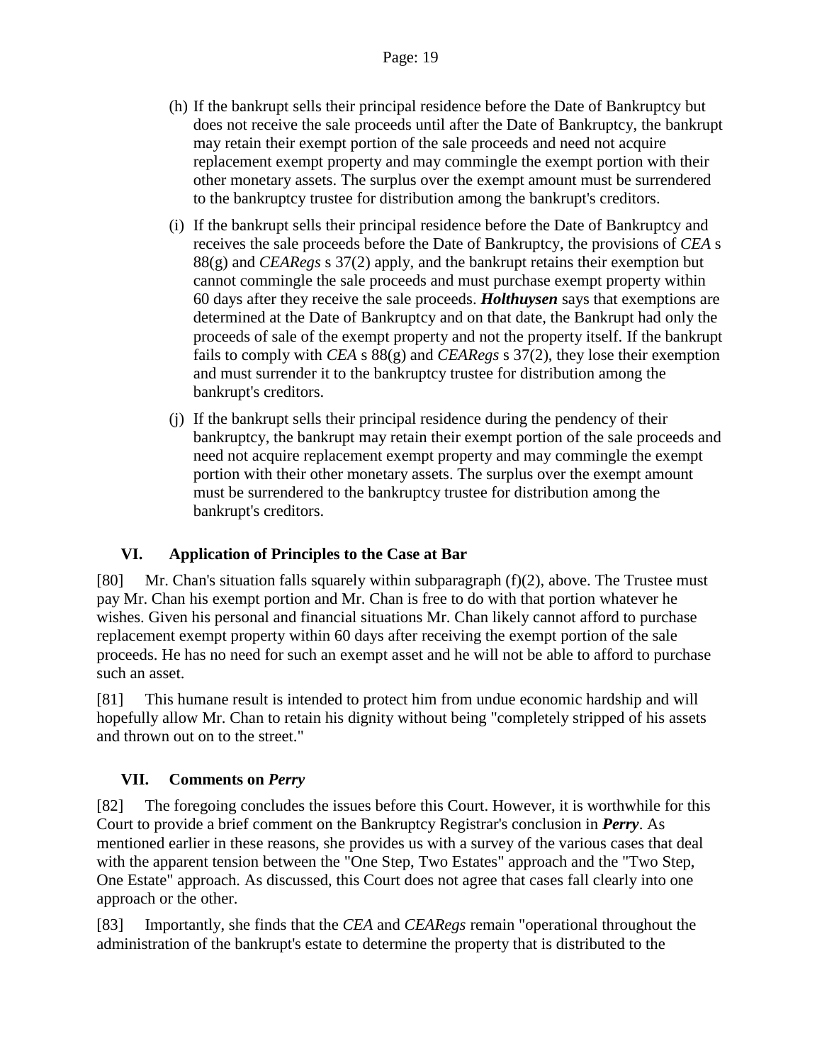(h) If the bankrupt sells their principal residence before the Date of Bankruptcy but does not receive the sale proceeds until after the Date of Bankruptcy, the bankrupt may retain their exempt portion of the sale proceeds and need not acquire replacement exempt property and may commingle the exempt portion with their other monetary assets. The surplus over the exempt amount must be surrendered to the bankruptcy trustee for distribution among the bankrupt's creditors.

(i) If the bankrupt sells their principal residence before the Date of Bankruptcy and receives the sale proceeds before the Date of Bankruptcy, the provisions of *CEA* s 88(g) and *CEARegs* s 37(2) apply, and the bankrupt retains their exemption but cannot commingle the sale proceeds and must purchase exempt property within 60 days after they receive the sale proceeds. ***Holthuysen*** says that exemptions are determined at the Date of Bankruptcy and on that date, the Bankrupt had only the proceeds of sale of the exempt property and not the property itself. If the bankrupt fails to comply with *CEA* s 88(g) and *CEARegs* s 37(2), they lose their exemption and must surrender it to the bankruptcy trustee for distribution among the bankrupt's creditors.

(j) If the bankrupt sells their principal residence during the pendency of their bankruptcy, the bankrupt may retain their exempt portion of the sale proceeds and need not acquire replacement exempt property and may commingle the exempt portion with their other monetary assets. The surplus over the exempt amount must be surrendered to the bankruptcy trustee for distribution among the bankrupt's creditors.

## VI. Application of Principles to the Case at Bar

[80] Mr. Chan's situation falls squarely within subparagraph (f)(2), above. The Trustee must pay Mr. Chan his exempt portion and Mr. Chan is free to do with that portion whatever he wishes. Given his personal and financial situations Mr. Chan likely cannot afford to purchase replacement exempt property within 60 days after receiving the exempt portion of the sale proceeds. He has no need for such an exempt asset and he will not be able to afford to purchase such an asset.

[81] This humane result is intended to protect him from undue economic hardship and will hopefully allow Mr. Chan to retain his dignity without being "completely stripped of his assets and thrown out on to the street."

## VII. Comments on *Perry*

[82] The foregoing concludes the issues before this Court. However, it is worthwhile for this Court to provide a brief comment on the Bankruptcy Registrar's conclusion in ***Perry***. As mentioned earlier in these reasons, she provides us with a survey of the various cases that deal with the apparent tension between the "One Step, Two Estates" approach and the "Two Step, One Estate" approach. As discussed, this Court does not agree that cases fall clearly into one approach or the other.

[83] Importantly, she finds that the *CEA* and *CEARegs* remain "operational throughout the administration of the bankrupt's estate to determine the property that is distributed to the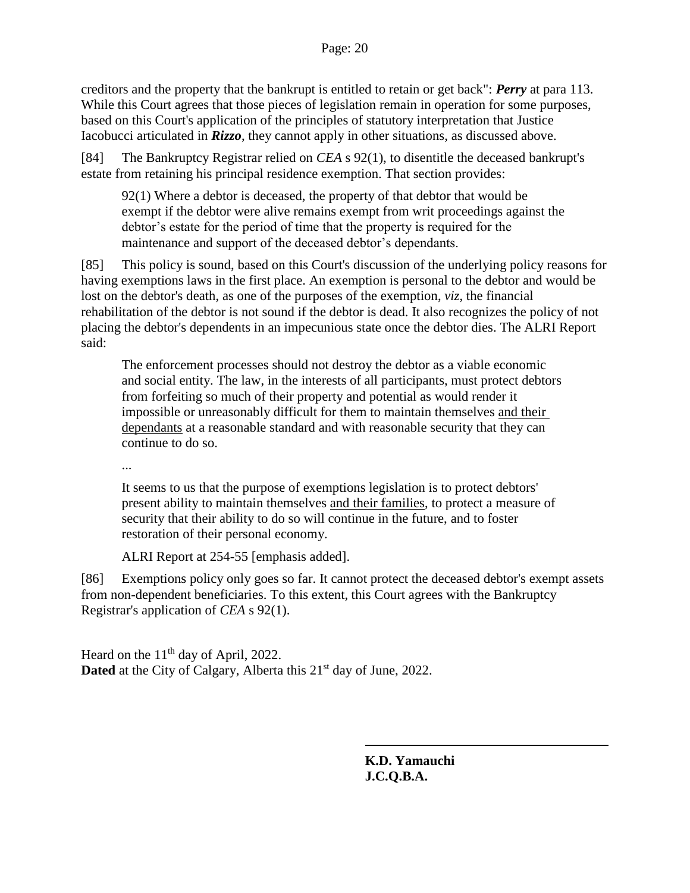creditors and the property that the bankrupt is entitled to retain or get back": ***Perry*** at para 113. While this Court agrees that those pieces of legislation remain in operation for some purposes, based on this Court's application of the principles of statutory interpretation that Justice Iacobucci articulated in ***Rizzo***, they cannot apply in other situations, as discussed above.

[84] The Bankruptcy Registrar relied on *CEA* s 92(1), to disentitle the deceased bankrupt's estate from retaining his principal residence exemption. That section provides:

> 92(1) Where a debtor is deceased, the property of that debtor that would be exempt if the debtor were alive remains exempt from writ proceedings against the debtor's estate for the period of time that the property is required for the maintenance and support of the deceased debtor's dependants.

[85] This policy is sound, based on this Court's discussion of the underlying policy reasons for having exemptions laws in the first place. An exemption is personal to the debtor and would be lost on the debtor's death, as one of the purposes of the exemption, *viz*, the financial rehabilitation of the debtor is not sound if the debtor is dead. It also recognizes the policy of not placing the debtor's dependents in an impecunious state once the debtor dies. The ALRI Report said:

> The enforcement processes should not destroy the debtor as a viable economic and social entity. The law, in the interests of all participants, must protect debtors from forfeiting so much of their property and potential as would render it impossible or unreasonably difficult for them to maintain themselves <u>and their dependants</u> at a reasonable standard and with reasonable security that they can continue to do so.
>
> ...
>
> It seems to us that the purpose of exemptions legislation is to protect debtors' present ability to maintain themselves <u>and their families</u>, to protect a measure of security that their ability to do so will continue in the future, and to foster restoration of their personal economy.
>
> ALRI Report at 254-55 [emphasis added].

[86] Exemptions policy only goes so far. It cannot protect the deceased debtor's exempt assets from non-dependent beneficiaries. To this extent, this Court agrees with the Bankruptcy Registrar's application of *CEA* s 92(1).

Heard on the 11th day of April, 2022.
**Dated** at the City of Calgary, Alberta this 21st day of June, 2022.

**K.D. Yamauchi**
**J.C.Q.B.A.**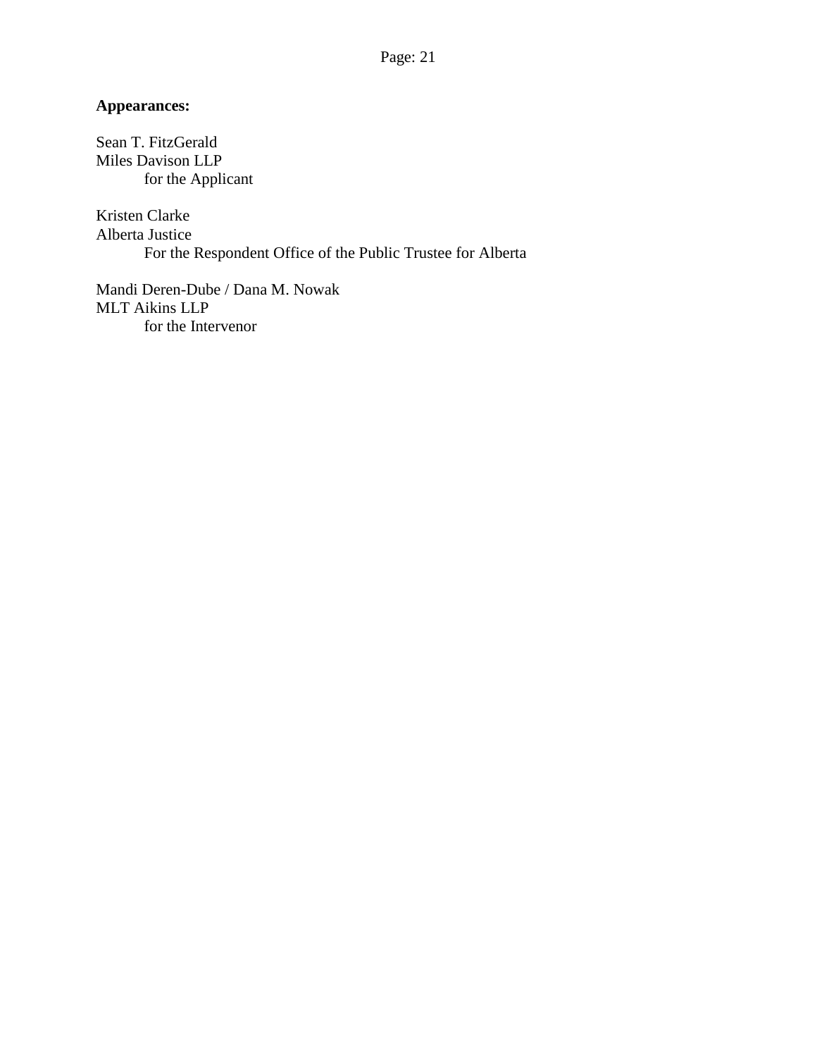**Appearances:**

Sean T. FitzGerald
Miles Davison LLP
for the Applicant

Kristen Clarke
Alberta Justice
For the Respondent Office of the Public Trustee for Alberta

Mandi Deren-Dube / Dana M. Nowak
MLT Aikins LLP
for the Intervenor